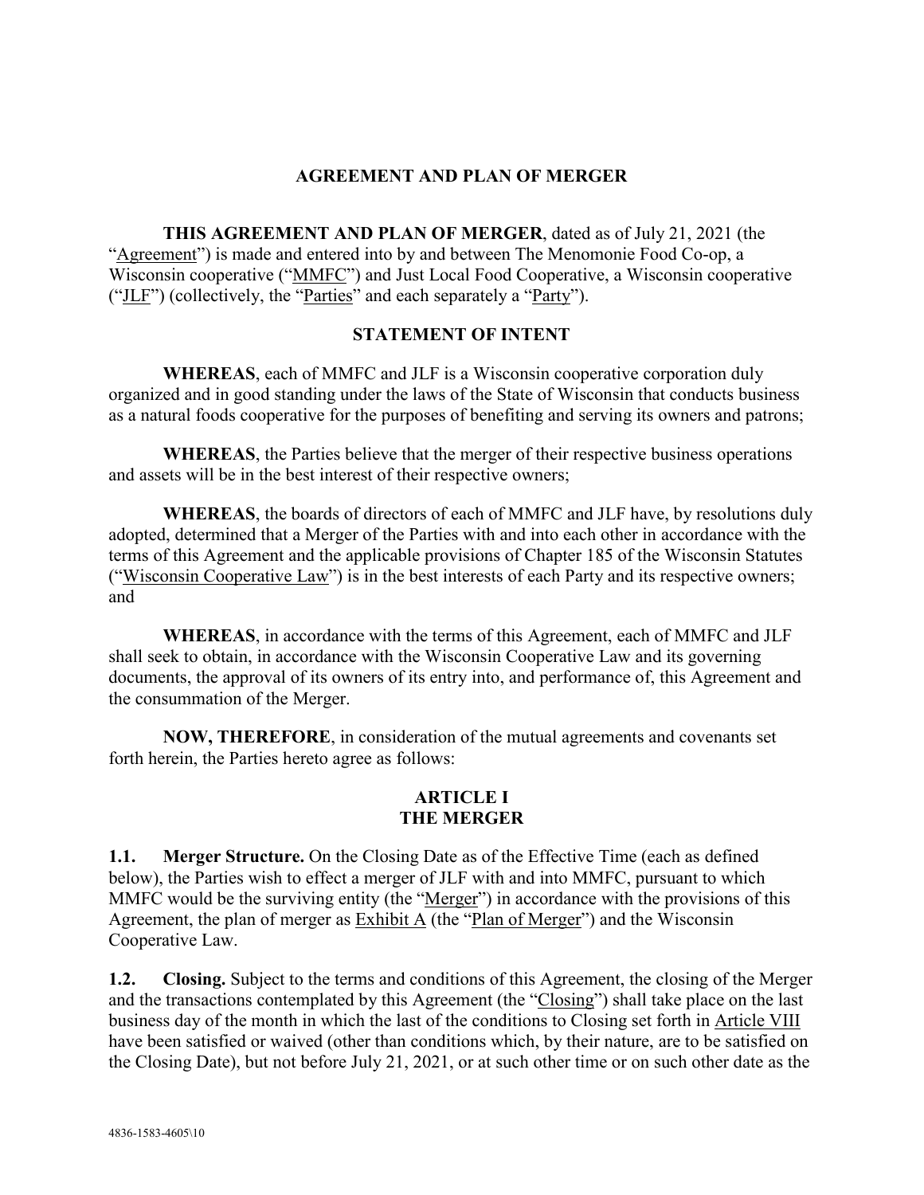# AGREEMENT AND PLAN OF MERGER

**THIS AGREEMENT AND PLAN OF MERGER**, dated as of July 21, 2021 (the "Agreement") is made and entered into by and between The Menomonie Food Co-op, a Wisconsin cooperative ("MMFC") and Just Local Food Cooperative, a Wisconsin cooperative ("JLF") (collectively, the "Parties" and each separately a "Party").

## STATEMENT OF INTENT

**WHEREAS**, each of MMFC and JLF is a Wisconsin cooperative corporation duly organized and in good standing under the laws of the State of Wisconsin that conducts business as a natural foods cooperative for the purposes of benefiting and serving its owners and patrons;

**WHEREAS**, the Parties believe that the merger of their respective business operations and assets will be in the best interest of their respective owners;

**WHEREAS**, the boards of directors of each of MMFC and JLF have, by resolutions duly adopted, determined that a Merger of the Parties with and into each other in accordance with the terms of this Agreement and the applicable provisions of Chapter 185 of the Wisconsin Statutes ("Wisconsin Cooperative Law") is in the best interests of each Party and its respective owners; and

**WHEREAS**, in accordance with the terms of this Agreement, each of MMFC and JLF shall seek to obtain, in accordance with the Wisconsin Cooperative Law and its governing documents, the approval of its owners of its entry into, and performance of, this Agreement and the consummation of the Merger.

**NOW, THEREFORE**, in consideration of the mutual agreements and covenants set forth herein, the Parties hereto agree as follows:

## ARTICLE I
## THE MERGER

**1.1. Merger Structure.** On the Closing Date as of the Effective Time (each as defined below), the Parties wish to effect a merger of JLF with and into MMFC, pursuant to which MMFC would be the surviving entity (the "Merger") in accordance with the provisions of this Agreement, the plan of merger as Exhibit A (the "Plan of Merger") and the Wisconsin Cooperative Law.

**1.2. Closing.** Subject to the terms and conditions of this Agreement, the closing of the Merger and the transactions contemplated by this Agreement (the "Closing") shall take place on the last business day of the month in which the last of the conditions to Closing set forth in Article VIII have been satisfied or waived (other than conditions which, by their nature, are to be satisfied on the Closing Date), but not before July 21, 2021, or at such other time or on such other date as the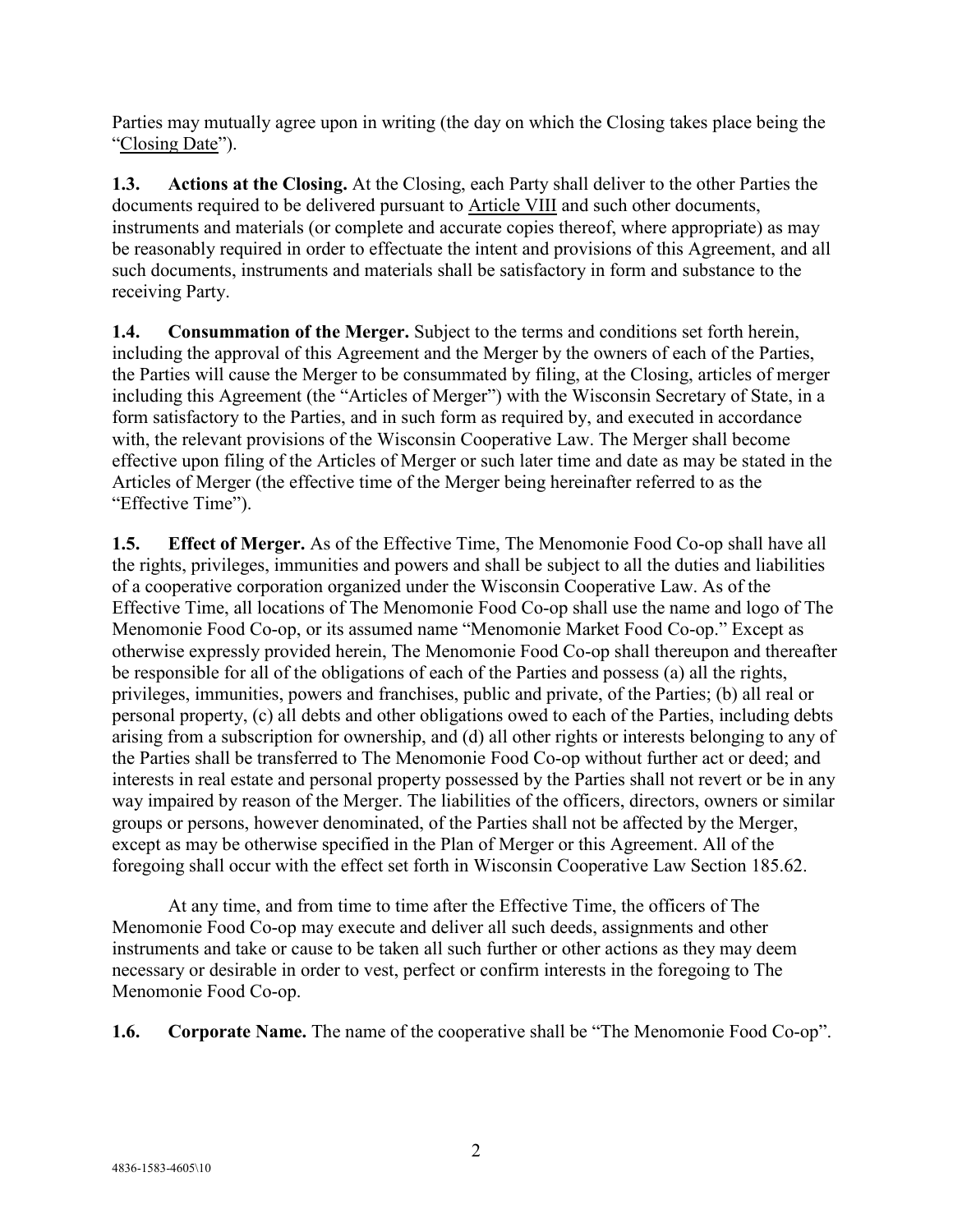Parties may mutually agree upon in writing (the day on which the Closing takes place being the "Closing Date").

**1.3. Actions at the Closing.** At the Closing, each Party shall deliver to the other Parties the documents required to be delivered pursuant to Article VIII and such other documents, instruments and materials (or complete and accurate copies thereof, where appropriate) as may be reasonably required in order to effectuate the intent and provisions of this Agreement, and all such documents, instruments and materials shall be satisfactory in form and substance to the receiving Party.

**1.4. Consummation of the Merger.** Subject to the terms and conditions set forth herein, including the approval of this Agreement and the Merger by the owners of each of the Parties, the Parties will cause the Merger to be consummated by filing, at the Closing, articles of merger including this Agreement (the "Articles of Merger") with the Wisconsin Secretary of State, in a form satisfactory to the Parties, and in such form as required by, and executed in accordance with, the relevant provisions of the Wisconsin Cooperative Law. The Merger shall become effective upon filing of the Articles of Merger or such later time and date as may be stated in the Articles of Merger (the effective time of the Merger being hereinafter referred to as the "Effective Time").

**1.5. Effect of Merger.** As of the Effective Time, The Menomonie Food Co-op shall have all the rights, privileges, immunities and powers and shall be subject to all the duties and liabilities of a cooperative corporation organized under the Wisconsin Cooperative Law. As of the Effective Time, all locations of The Menomonie Food Co-op shall use the name and logo of The Menomonie Food Co-op, or its assumed name "Menomonie Market Food Co-op." Except as otherwise expressly provided herein, The Menomonie Food Co-op shall thereupon and thereafter be responsible for all of the obligations of each of the Parties and possess (a) all the rights, privileges, immunities, powers and franchises, public and private, of the Parties; (b) all real or personal property, (c) all debts and other obligations owed to each of the Parties, including debts arising from a subscription for ownership, and (d) all other rights or interests belonging to any of the Parties shall be transferred to The Menomonie Food Co-op without further act or deed; and interests in real estate and personal property possessed by the Parties shall not revert or be in any way impaired by reason of the Merger. The liabilities of the officers, directors, owners or similar groups or persons, however denominated, of the Parties shall not be affected by the Merger, except as may be otherwise specified in the Plan of Merger or this Agreement. All of the foregoing shall occur with the effect set forth in Wisconsin Cooperative Law Section 185.62.

At any time, and from time to time after the Effective Time, the officers of The Menomonie Food Co-op may execute and deliver all such deeds, assignments and other instruments and take or cause to be taken all such further or other actions as they may deem necessary or desirable in order to vest, perfect or confirm interests in the foregoing to The Menomonie Food Co-op.

**1.6. Corporate Name.** The name of the cooperative shall be "The Menomonie Food Co-op".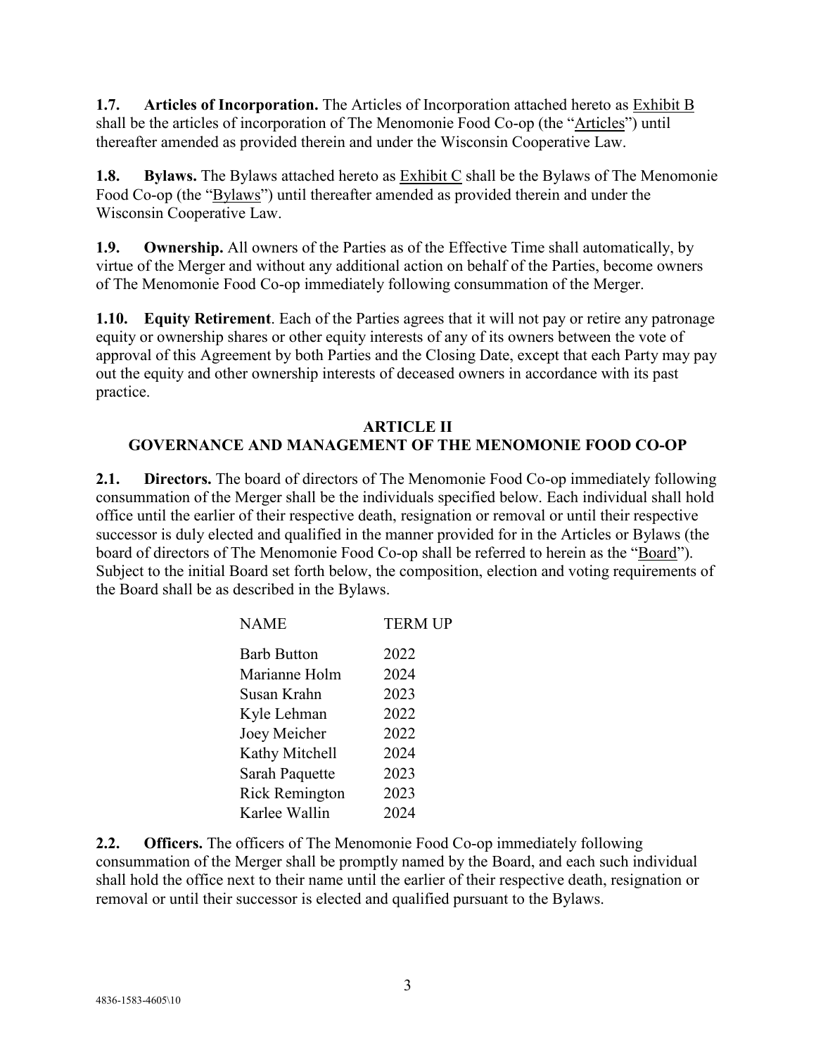**1.7. Articles of Incorporation.** The Articles of Incorporation attached hereto as Exhibit B shall be the articles of incorporation of The Menomonie Food Co-op (the "Articles") until thereafter amended as provided therein and under the Wisconsin Cooperative Law.

**1.8. Bylaws.** The Bylaws attached hereto as Exhibit C shall be the Bylaws of The Menomonie Food Co-op (the "Bylaws") until thereafter amended as provided therein and under the Wisconsin Cooperative Law.

**1.9. Ownership.** All owners of the Parties as of the Effective Time shall automatically, by virtue of the Merger and without any additional action on behalf of the Parties, become owners of The Menomonie Food Co-op immediately following consummation of the Merger.

**1.10. Equity Retirement**. Each of the Parties agrees that it will not pay or retire any patronage equity or ownership shares or other equity interests of any of its owners between the vote of approval of this Agreement by both Parties and the Closing Date, except that each Party may pay out the equity and other ownership interests of deceased owners in accordance with its past practice.

## ARTICLE II
## GOVERNANCE AND MANAGEMENT OF THE MENOMONIE FOOD CO-OP

**2.1. Directors.** The board of directors of The Menomonie Food Co-op immediately following consummation of the Merger shall be the individuals specified below. Each individual shall hold office until the earlier of their respective death, resignation or removal or until their respective successor is duly elected and qualified in the manner provided for in the Articles or Bylaws (the board of directors of The Menomonie Food Co-op shall be referred to herein as the "Board"). Subject to the initial Board set forth below, the composition, election and voting requirements of the Board shall be as described in the Bylaws.

| NAME | TERM UP |
|---|---|
| Barb Button | 2022 |
| Marianne Holm | 2024 |
| Susan Krahn | 2023 |
| Kyle Lehman | 2022 |
| Joey Meicher | 2022 |
| Kathy Mitchell | 2024 |
| Sarah Paquette | 2023 |
| Rick Remington | 2023 |
| Karlee Wallin | 2024 |

**2.2. Officers.** The officers of The Menomonie Food Co-op immediately following consummation of the Merger shall be promptly named by the Board, and each such individual shall hold the office next to their name until the earlier of their respective death, resignation or removal or until their successor is elected and qualified pursuant to the Bylaws.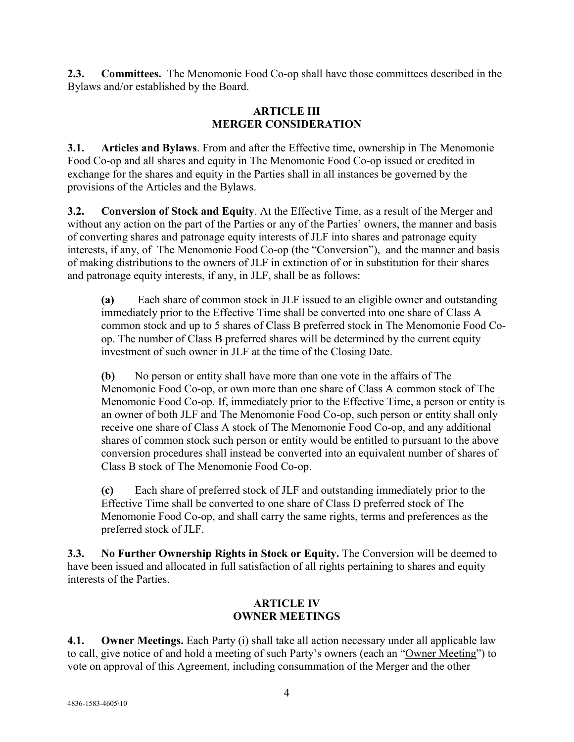**2.3. Committees.** The Menomonie Food Co-op shall have those committees described in the Bylaws and/or established by the Board.

## ARTICLE III
## MERGER CONSIDERATION

**3.1. Articles and Bylaws**. From and after the Effective time, ownership in The Menomonie Food Co-op and all shares and equity in The Menomonie Food Co-op issued or credited in exchange for the shares and equity in the Parties shall in all instances be governed by the provisions of the Articles and the Bylaws.

**3.2. Conversion of Stock and Equity**. At the Effective Time, as a result of the Merger and without any action on the part of the Parties or any of the Parties' owners, the manner and basis of converting shares and patronage equity interests of JLF into shares and patronage equity interests, if any, of The Menomonie Food Co-op (the "Conversion"), and the manner and basis of making distributions to the owners of JLF in extinction of or in substitution for their shares and patronage equity interests, if any, in JLF, shall be as follows:

> **(a)** Each share of common stock in JLF issued to an eligible owner and outstanding immediately prior to the Effective Time shall be converted into one share of Class A common stock and up to 5 shares of Class B preferred stock in The Menomonie Food Co-op. The number of Class B preferred shares will be determined by the current equity investment of such owner in JLF at the time of the Closing Date.
>
> **(b)** No person or entity shall have more than one vote in the affairs of The Menomonie Food Co-op, or own more than one share of Class A common stock of The Menomonie Food Co-op. If, immediately prior to the Effective Time, a person or entity is an owner of both JLF and The Menomonie Food Co-op, such person or entity shall only receive one share of Class A stock of The Menomonie Food Co-op, and any additional shares of common stock such person or entity would be entitled to pursuant to the above conversion procedures shall instead be converted into an equivalent number of shares of Class B stock of The Menomonie Food Co-op.
>
> **(c)** Each share of preferred stock of JLF and outstanding immediately prior to the Effective Time shall be converted to one share of Class D preferred stock of The Menomonie Food Co-op, and shall carry the same rights, terms and preferences as the preferred stock of JLF.

**3.3. No Further Ownership Rights in Stock or Equity.** The Conversion will be deemed to have been issued and allocated in full satisfaction of all rights pertaining to shares and equity interests of the Parties.

## ARTICLE IV
## OWNER MEETINGS

**4.1. Owner Meetings.** Each Party (i) shall take all action necessary under all applicable law to call, give notice of and hold a meeting of such Party's owners (each an "Owner Meeting") to vote on approval of this Agreement, including consummation of the Merger and the other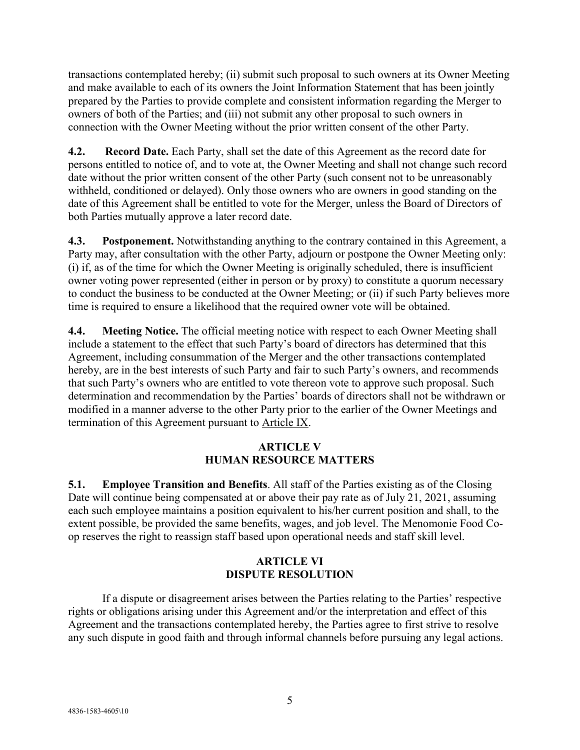transactions contemplated hereby; (ii) submit such proposal to such owners at its Owner Meeting and make available to each of its owners the Joint Information Statement that has been jointly prepared by the Parties to provide complete and consistent information regarding the Merger to owners of both of the Parties; and (iii) not submit any other proposal to such owners in connection with the Owner Meeting without the prior written consent of the other Party.

**4.2. Record Date.** Each Party, shall set the date of this Agreement as the record date for persons entitled to notice of, and to vote at, the Owner Meeting and shall not change such record date without the prior written consent of the other Party (such consent not to be unreasonably withheld, conditioned or delayed). Only those owners who are owners in good standing on the date of this Agreement shall be entitled to vote for the Merger, unless the Board of Directors of both Parties mutually approve a later record date.

**4.3. Postponement.** Notwithstanding anything to the contrary contained in this Agreement, a Party may, after consultation with the other Party, adjourn or postpone the Owner Meeting only: (i) if, as of the time for which the Owner Meeting is originally scheduled, there is insufficient owner voting power represented (either in person or by proxy) to constitute a quorum necessary to conduct the business to be conducted at the Owner Meeting; or (ii) if such Party believes more time is required to ensure a likelihood that the required owner vote will be obtained.

**4.4. Meeting Notice.** The official meeting notice with respect to each Owner Meeting shall include a statement to the effect that such Party's board of directors has determined that this Agreement, including consummation of the Merger and the other transactions contemplated hereby, are in the best interests of such Party and fair to such Party's owners, and recommends that such Party's owners who are entitled to vote thereon vote to approve such proposal. Such determination and recommendation by the Parties' boards of directors shall not be withdrawn or modified in a manner adverse to the other Party prior to the earlier of the Owner Meetings and termination of this Agreement pursuant to Article IX.

## ARTICLE V
## HUMAN RESOURCE MATTERS

**5.1. Employee Transition and Benefits**. All staff of the Parties existing as of the Closing Date will continue being compensated at or above their pay rate as of July 21, 2021, assuming each such employee maintains a position equivalent to his/her current position and shall, to the extent possible, be provided the same benefits, wages, and job level. The Menomonie Food Co-op reserves the right to reassign staff based upon operational needs and staff skill level.

## ARTICLE VI
## DISPUTE RESOLUTION

If a dispute or disagreement arises between the Parties relating to the Parties' respective rights or obligations arising under this Agreement and/or the interpretation and effect of this Agreement and the transactions contemplated hereby, the Parties agree to first strive to resolve any such dispute in good faith and through informal channels before pursuing any legal actions.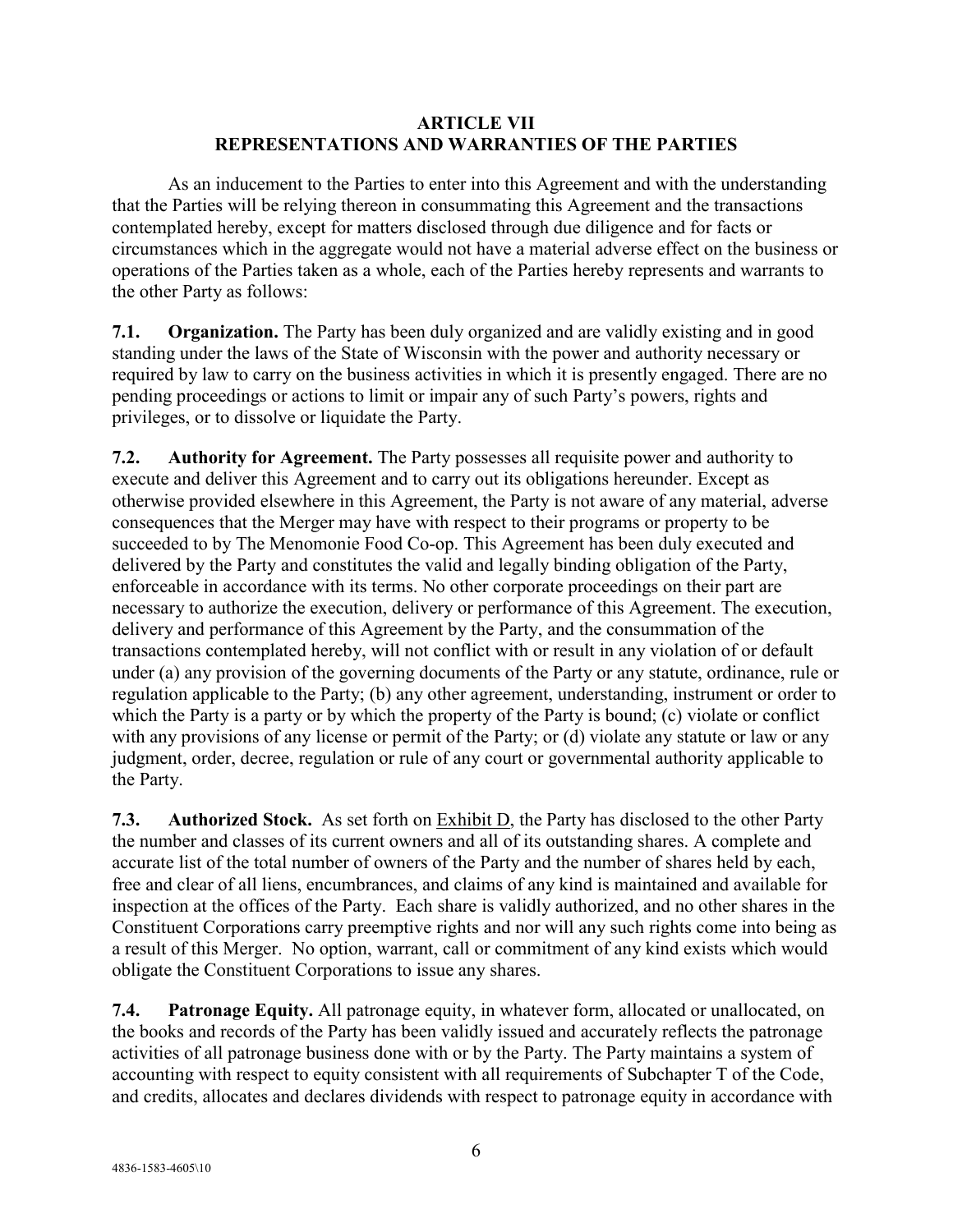# ARTICLE VII
# REPRESENTATIONS AND WARRANTIES OF THE PARTIES

As an inducement to the Parties to enter into this Agreement and with the understanding that the Parties will be relying thereon in consummating this Agreement and the transactions contemplated hereby, except for matters disclosed through due diligence and for facts or circumstances which in the aggregate would not have a material adverse effect on the business or operations of the Parties taken as a whole, each of the Parties hereby represents and warrants to the other Party as follows:

**7.1. Organization.** The Party has been duly organized and are validly existing and in good standing under the laws of the State of Wisconsin with the power and authority necessary or required by law to carry on the business activities in which it is presently engaged. There are no pending proceedings or actions to limit or impair any of such Party's powers, rights and privileges, or to dissolve or liquidate the Party.

**7.2. Authority for Agreement.** The Party possesses all requisite power and authority to execute and deliver this Agreement and to carry out its obligations hereunder. Except as otherwise provided elsewhere in this Agreement, the Party is not aware of any material, adverse consequences that the Merger may have with respect to their programs or property to be succeeded to by The Menomonie Food Co-op. This Agreement has been duly executed and delivered by the Party and constitutes the valid and legally binding obligation of the Party, enforceable in accordance with its terms. No other corporate proceedings on their part are necessary to authorize the execution, delivery or performance of this Agreement. The execution, delivery and performance of this Agreement by the Party, and the consummation of the transactions contemplated hereby, will not conflict with or result in any violation of or default under (a) any provision of the governing documents of the Party or any statute, ordinance, rule or regulation applicable to the Party; (b) any other agreement, understanding, instrument or order to which the Party is a party or by which the property of the Party is bound; (c) violate or conflict with any provisions of any license or permit of the Party; or (d) violate any statute or law or any judgment, order, decree, regulation or rule of any court or governmental authority applicable to the Party.

**7.3. Authorized Stock.** As set forth on Exhibit D, the Party has disclosed to the other Party the number and classes of its current owners and all of its outstanding shares. A complete and accurate list of the total number of owners of the Party and the number of shares held by each, free and clear of all liens, encumbrances, and claims of any kind is maintained and available for inspection at the offices of the Party. Each share is validly authorized, and no other shares in the Constituent Corporations carry preemptive rights and nor will any such rights come into being as a result of this Merger. No option, warrant, call or commitment of any kind exists which would obligate the Constituent Corporations to issue any shares.

**7.4. Patronage Equity.** All patronage equity, in whatever form, allocated or unallocated, on the books and records of the Party has been validly issued and accurately reflects the patronage activities of all patronage business done with or by the Party. The Party maintains a system of accounting with respect to equity consistent with all requirements of Subchapter T of the Code, and credits, allocates and declares dividends with respect to patronage equity in accordance with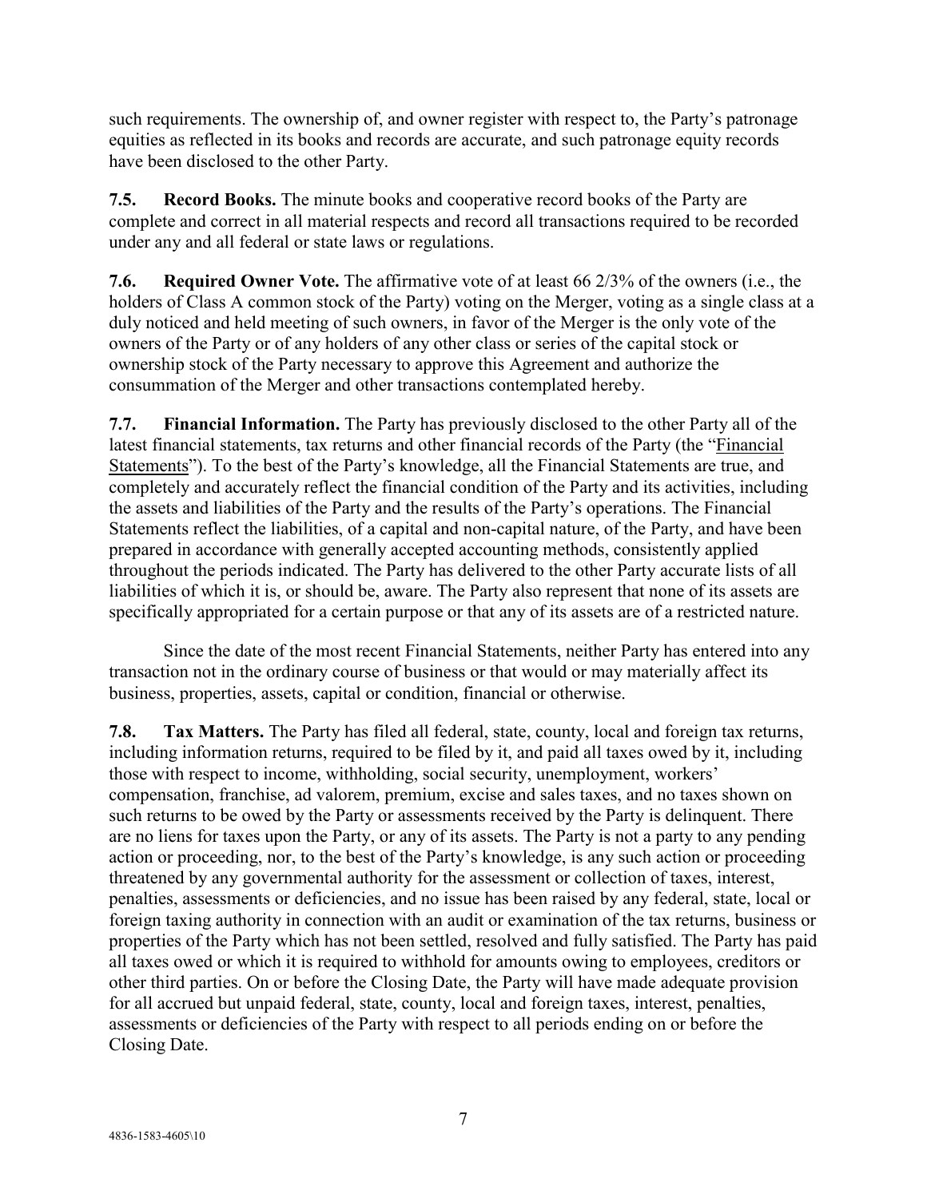such requirements. The ownership of, and owner register with respect to, the Party's patronage equities as reflected in its books and records are accurate, and such patronage equity records have been disclosed to the other Party.

**7.5. Record Books.** The minute books and cooperative record books of the Party are complete and correct in all material respects and record all transactions required to be recorded under any and all federal or state laws or regulations.

**7.6. Required Owner Vote.** The affirmative vote of at least 66 2/3% of the owners (i.e., the holders of Class A common stock of the Party) voting on the Merger, voting as a single class at a duly noticed and held meeting of such owners, in favor of the Merger is the only vote of the owners of the Party or of any holders of any other class or series of the capital stock or ownership stock of the Party necessary to approve this Agreement and authorize the consummation of the Merger and other transactions contemplated hereby.

**7.7. Financial Information.** The Party has previously disclosed to the other Party all of the latest financial statements, tax returns and other financial records of the Party (the "Financial Statements"). To the best of the Party's knowledge, all the Financial Statements are true, and completely and accurately reflect the financial condition of the Party and its activities, including the assets and liabilities of the Party and the results of the Party's operations. The Financial Statements reflect the liabilities, of a capital and non-capital nature, of the Party, and have been prepared in accordance with generally accepted accounting methods, consistently applied throughout the periods indicated. The Party has delivered to the other Party accurate lists of all liabilities of which it is, or should be, aware. The Party also represent that none of its assets are specifically appropriated for a certain purpose or that any of its assets are of a restricted nature.

Since the date of the most recent Financial Statements, neither Party has entered into any transaction not in the ordinary course of business or that would or may materially affect its business, properties, assets, capital or condition, financial or otherwise.

**7.8. Tax Matters.** The Party has filed all federal, state, county, local and foreign tax returns, including information returns, required to be filed by it, and paid all taxes owed by it, including those with respect to income, withholding, social security, unemployment, workers' compensation, franchise, ad valorem, premium, excise and sales taxes, and no taxes shown on such returns to be owed by the Party or assessments received by the Party is delinquent. There are no liens for taxes upon the Party, or any of its assets. The Party is not a party to any pending action or proceeding, nor, to the best of the Party's knowledge, is any such action or proceeding threatened by any governmental authority for the assessment or collection of taxes, interest, penalties, assessments or deficiencies, and no issue has been raised by any federal, state, local or foreign taxing authority in connection with an audit or examination of the tax returns, business or properties of the Party which has not been settled, resolved and fully satisfied. The Party has paid all taxes owed or which it is required to withhold for amounts owing to employees, creditors or other third parties. On or before the Closing Date, the Party will have made adequate provision for all accrued but unpaid federal, state, county, local and foreign taxes, interest, penalties, assessments or deficiencies of the Party with respect to all periods ending on or before the Closing Date.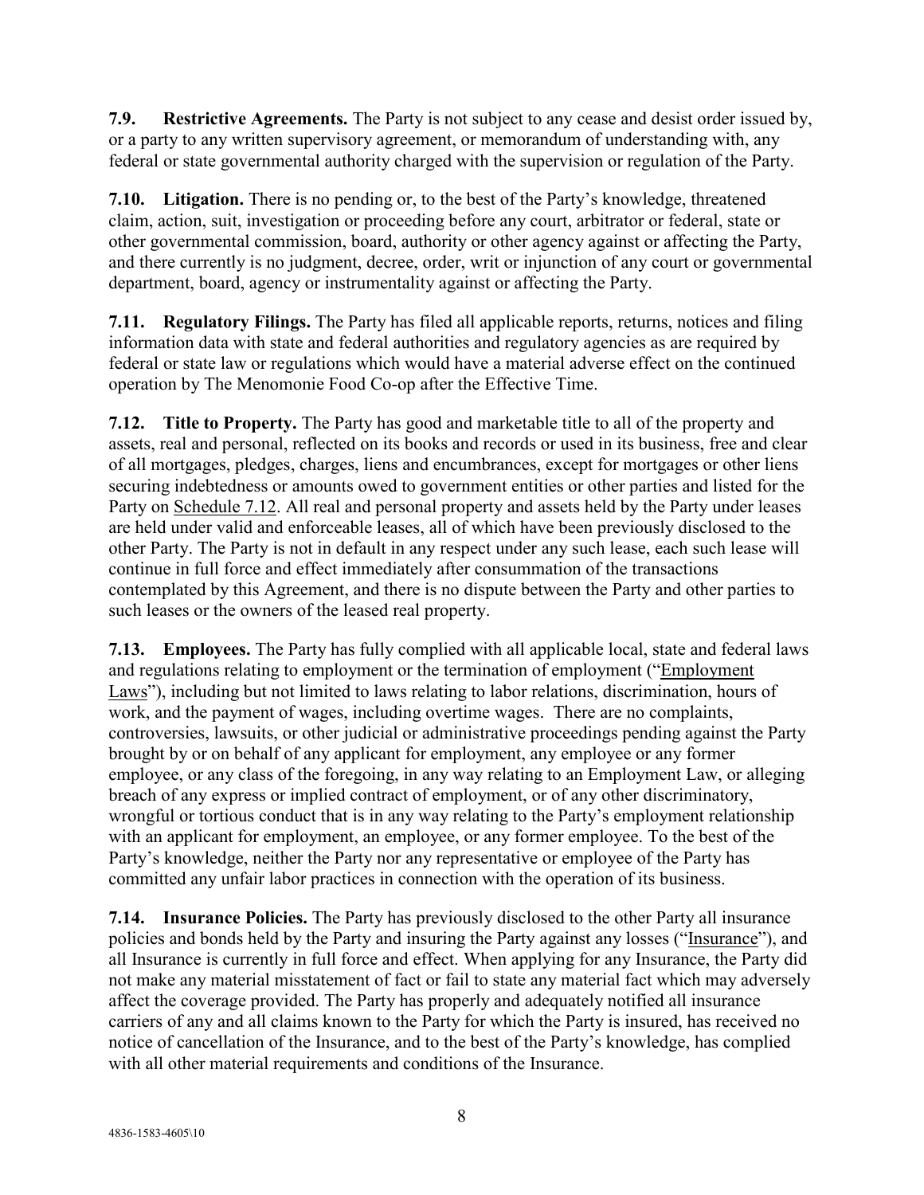**7.9. Restrictive Agreements.** The Party is not subject to any cease and desist order issued by, or a party to any written supervisory agreement, or memorandum of understanding with, any federal or state governmental authority charged with the supervision or regulation of the Party.

**7.10. Litigation.** There is no pending or, to the best of the Party's knowledge, threatened claim, action, suit, investigation or proceeding before any court, arbitrator or federal, state or other governmental commission, board, authority or other agency against or affecting the Party, and there currently is no judgment, decree, order, writ or injunction of any court or governmental department, board, agency or instrumentality against or affecting the Party.

**7.11. Regulatory Filings.** The Party has filed all applicable reports, returns, notices and filing information data with state and federal authorities and regulatory agencies as are required by federal or state law or regulations which would have a material adverse effect on the continued operation by The Menomonie Food Co-op after the Effective Time.

**7.12. Title to Property.** The Party has good and marketable title to all of the property and assets, real and personal, reflected on its books and records or used in its business, free and clear of all mortgages, pledges, charges, liens and encumbrances, except for mortgages or other liens securing indebtedness or amounts owed to government entities or other parties and listed for the Party on Schedule 7.12. All real and personal property and assets held by the Party under leases are held under valid and enforceable leases, all of which have been previously disclosed to the other Party. The Party is not in default in any respect under any such lease, each such lease will continue in full force and effect immediately after consummation of the transactions contemplated by this Agreement, and there is no dispute between the Party and other parties to such leases or the owners of the leased real property.

**7.13. Employees.** The Party has fully complied with all applicable local, state and federal laws and regulations relating to employment or the termination of employment ("Employment Laws"), including but not limited to laws relating to labor relations, discrimination, hours of work, and the payment of wages, including overtime wages. There are no complaints, controversies, lawsuits, or other judicial or administrative proceedings pending against the Party brought by or on behalf of any applicant for employment, any employee or any former employee, or any class of the foregoing, in any way relating to an Employment Law, or alleging breach of any express or implied contract of employment, or of any other discriminatory, wrongful or tortious conduct that is in any way relating to the Party's employment relationship with an applicant for employment, an employee, or any former employee. To the best of the Party's knowledge, neither the Party nor any representative or employee of the Party has committed any unfair labor practices in connection with the operation of its business.

**7.14. Insurance Policies.** The Party has previously disclosed to the other Party all insurance policies and bonds held by the Party and insuring the Party against any losses ("Insurance"), and all Insurance is currently in full force and effect. When applying for any Insurance, the Party did not make any material misstatement of fact or fail to state any material fact which may adversely affect the coverage provided. The Party has properly and adequately notified all insurance carriers of any and all claims known to the Party for which the Party is insured, has received no notice of cancellation of the Insurance, and to the best of the Party's knowledge, has complied with all other material requirements and conditions of the Insurance.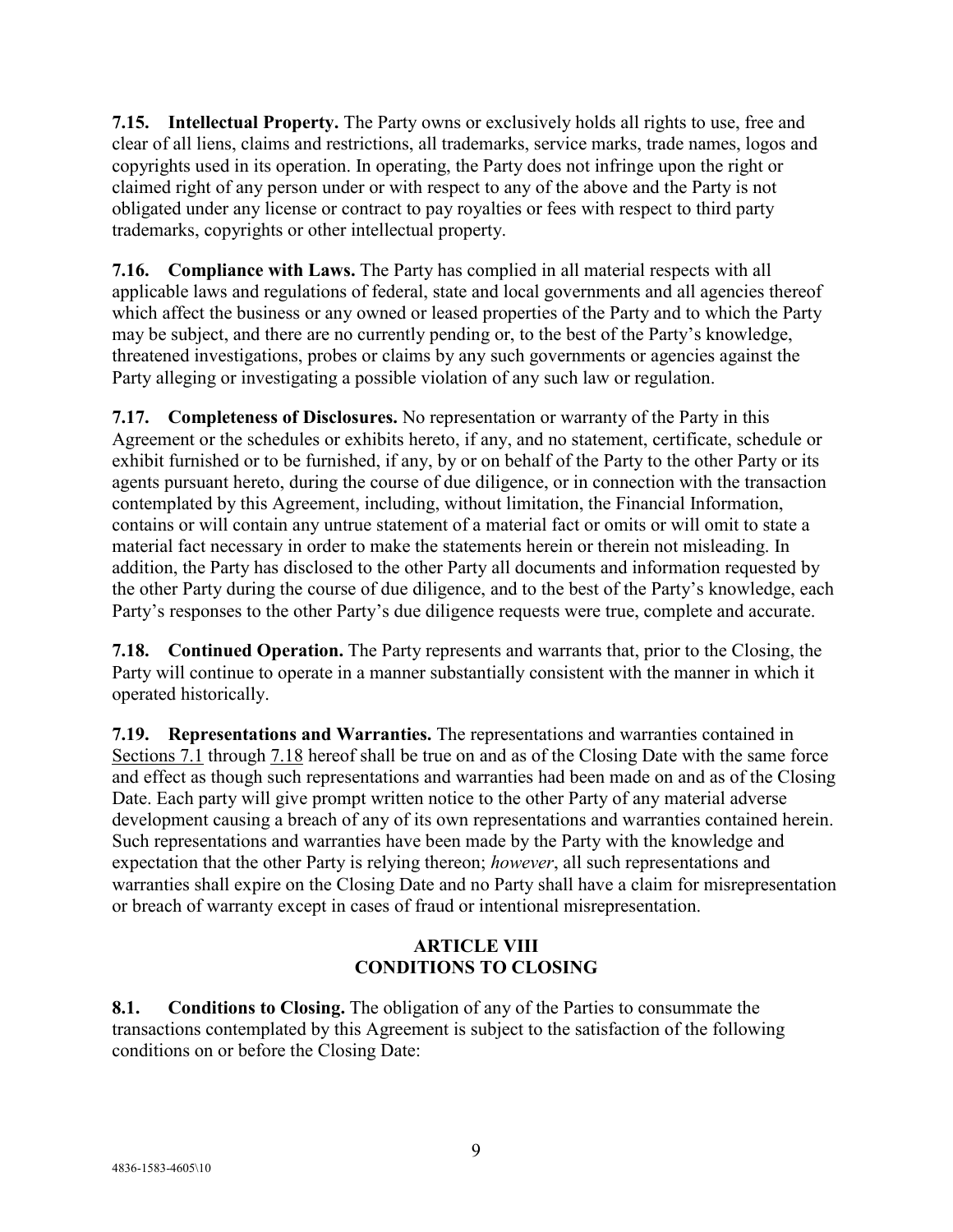**7.15. Intellectual Property.** The Party owns or exclusively holds all rights to use, free and clear of all liens, claims and restrictions, all trademarks, service marks, trade names, logos and copyrights used in its operation. In operating, the Party does not infringe upon the right or claimed right of any person under or with respect to any of the above and the Party is not obligated under any license or contract to pay royalties or fees with respect to third party trademarks, copyrights or other intellectual property.

**7.16. Compliance with Laws.** The Party has complied in all material respects with all applicable laws and regulations of federal, state and local governments and all agencies thereof which affect the business or any owned or leased properties of the Party and to which the Party may be subject, and there are no currently pending or, to the best of the Party's knowledge, threatened investigations, probes or claims by any such governments or agencies against the Party alleging or investigating a possible violation of any such law or regulation.

**7.17. Completeness of Disclosures.** No representation or warranty of the Party in this Agreement or the schedules or exhibits hereto, if any, and no statement, certificate, schedule or exhibit furnished or to be furnished, if any, by or on behalf of the Party to the other Party or its agents pursuant hereto, during the course of due diligence, or in connection with the transaction contemplated by this Agreement, including, without limitation, the Financial Information, contains or will contain any untrue statement of a material fact or omits or will omit to state a material fact necessary in order to make the statements herein or therein not misleading. In addition, the Party has disclosed to the other Party all documents and information requested by the other Party during the course of due diligence, and to the best of the Party's knowledge, each Party's responses to the other Party's due diligence requests were true, complete and accurate.

**7.18. Continued Operation.** The Party represents and warrants that, prior to the Closing, the Party will continue to operate in a manner substantially consistent with the manner in which it operated historically.

**7.19. Representations and Warranties.** The representations and warranties contained in Sections 7.1 through 7.18 hereof shall be true on and as of the Closing Date with the same force and effect as though such representations and warranties had been made on and as of the Closing Date. Each party will give prompt written notice to the other Party of any material adverse development causing a breach of any of its own representations and warranties contained herein. Such representations and warranties have been made by the Party with the knowledge and expectation that the other Party is relying thereon; *however*, all such representations and warranties shall expire on the Closing Date and no Party shall have a claim for misrepresentation or breach of warranty except in cases of fraud or intentional misrepresentation.

## ARTICLE VIII
## CONDITIONS TO CLOSING

**8.1. Conditions to Closing.** The obligation of any of the Parties to consummate the transactions contemplated by this Agreement is subject to the satisfaction of the following conditions on or before the Closing Date: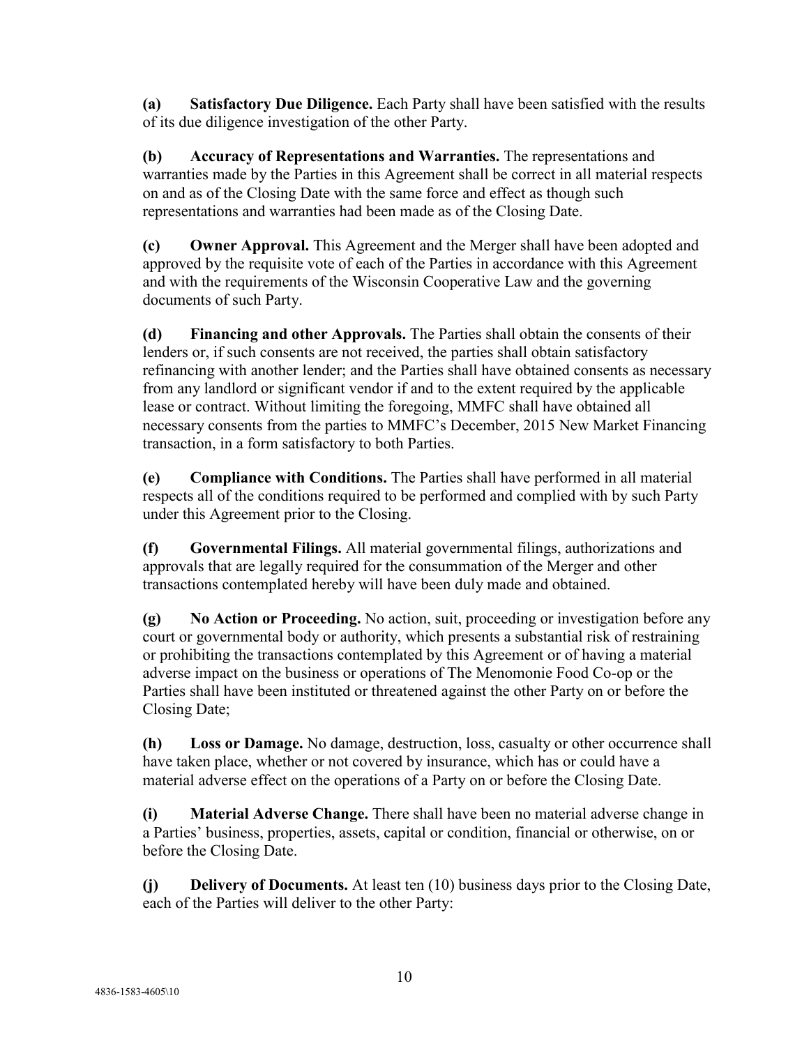**(a) Satisfactory Due Diligence.** Each Party shall have been satisfied with the results of its due diligence investigation of the other Party.

**(b) Accuracy of Representations and Warranties.** The representations and warranties made by the Parties in this Agreement shall be correct in all material respects on and as of the Closing Date with the same force and effect as though such representations and warranties had been made as of the Closing Date.

**(c) Owner Approval.** This Agreement and the Merger shall have been adopted and approved by the requisite vote of each of the Parties in accordance with this Agreement and with the requirements of the Wisconsin Cooperative Law and the governing documents of such Party.

**(d) Financing and other Approvals.** The Parties shall obtain the consents of their lenders or, if such consents are not received, the parties shall obtain satisfactory refinancing with another lender; and the Parties shall have obtained consents as necessary from any landlord or significant vendor if and to the extent required by the applicable lease or contract. Without limiting the foregoing, MMFC shall have obtained all necessary consents from the parties to MMFC's December, 2015 New Market Financing transaction, in a form satisfactory to both Parties.

**(e) Compliance with Conditions.** The Parties shall have performed in all material respects all of the conditions required to be performed and complied with by such Party under this Agreement prior to the Closing.

**(f) Governmental Filings.** All material governmental filings, authorizations and approvals that are legally required for the consummation of the Merger and other transactions contemplated hereby will have been duly made and obtained.

**(g) No Action or Proceeding.** No action, suit, proceeding or investigation before any court or governmental body or authority, which presents a substantial risk of restraining or prohibiting the transactions contemplated by this Agreement or of having a material adverse impact on the business or operations of The Menomonie Food Co-op or the Parties shall have been instituted or threatened against the other Party on or before the Closing Date;

**(h) Loss or Damage.** No damage, destruction, loss, casualty or other occurrence shall have taken place, whether or not covered by insurance, which has or could have a material adverse effect on the operations of a Party on or before the Closing Date.

**(i) Material Adverse Change.** There shall have been no material adverse change in a Parties' business, properties, assets, capital or condition, financial or otherwise, on or before the Closing Date.

**(j) Delivery of Documents.** At least ten (10) business days prior to the Closing Date, each of the Parties will deliver to the other Party: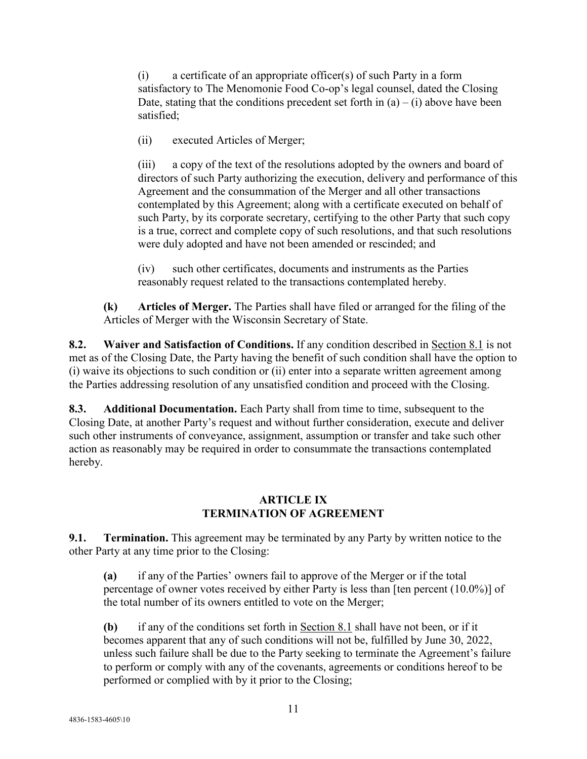(i) a certificate of an appropriate officer(s) of such Party in a form satisfactory to The Menomonie Food Co-op's legal counsel, dated the Closing Date, stating that the conditions precedent set forth in (a) – (i) above have been satisfied;

(ii) executed Articles of Merger;

(iii) a copy of the text of the resolutions adopted by the owners and board of directors of such Party authorizing the execution, delivery and performance of this Agreement and the consummation of the Merger and all other transactions contemplated by this Agreement; along with a certificate executed on behalf of such Party, by its corporate secretary, certifying to the other Party that such copy is a true, correct and complete copy of such resolutions, and that such resolutions were duly adopted and have not been amended or rescinded; and

(iv) such other certificates, documents and instruments as the Parties reasonably request related to the transactions contemplated hereby.

**(k) Articles of Merger.** The Parties shall have filed or arranged for the filing of the Articles of Merger with the Wisconsin Secretary of State.

**8.2. Waiver and Satisfaction of Conditions.** If any condition described in Section 8.1 is not met as of the Closing Date, the Party having the benefit of such condition shall have the option to (i) waive its objections to such condition or (ii) enter into a separate written agreement among the Parties addressing resolution of any unsatisfied condition and proceed with the Closing.

**8.3. Additional Documentation.** Each Party shall from time to time, subsequent to the Closing Date, at another Party's request and without further consideration, execute and deliver such other instruments of conveyance, assignment, assumption or transfer and take such other action as reasonably may be required in order to consummate the transactions contemplated hereby.

## ARTICLE IX
## TERMINATION OF AGREEMENT

**9.1. Termination.** This agreement may be terminated by any Party by written notice to the other Party at any time prior to the Closing:

**(a)** if any of the Parties' owners fail to approve of the Merger or if the total percentage of owner votes received by either Party is less than [ten percent (10.0%)] of the total number of its owners entitled to vote on the Merger;

**(b)** if any of the conditions set forth in Section 8.1 shall have not been, or if it becomes apparent that any of such conditions will not be, fulfilled by June 30, 2022, unless such failure shall be due to the Party seeking to terminate the Agreement's failure to perform or comply with any of the covenants, agreements or conditions hereof to be performed or complied with by it prior to the Closing;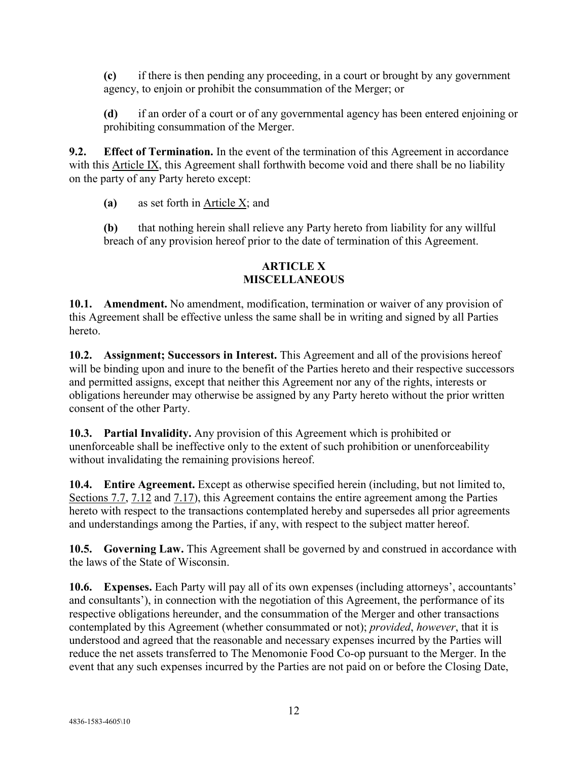**(c)** if there is then pending any proceeding, in a court or brought by any government agency, to enjoin or prohibit the consummation of the Merger; or

**(d)** if an order of a court or of any governmental agency has been entered enjoining or prohibiting consummation of the Merger.

**9.2. Effect of Termination.** In the event of the termination of this Agreement in accordance with this Article IX, this Agreement shall forthwith become void and there shall be no liability on the party of any Party hereto except:

**(a)** as set forth in Article X; and

**(b)** that nothing herein shall relieve any Party hereto from liability for any willful breach of any provision hereof prior to the date of termination of this Agreement.

## ARTICLE X
## MISCELLANEOUS

**10.1. Amendment.** No amendment, modification, termination or waiver of any provision of this Agreement shall be effective unless the same shall be in writing and signed by all Parties hereto.

**10.2. Assignment; Successors in Interest.** This Agreement and all of the provisions hereof will be binding upon and inure to the benefit of the Parties hereto and their respective successors and permitted assigns, except that neither this Agreement nor any of the rights, interests or obligations hereunder may otherwise be assigned by any Party hereto without the prior written consent of the other Party.

**10.3. Partial Invalidity.** Any provision of this Agreement which is prohibited or unenforceable shall be ineffective only to the extent of such prohibition or unenforceability without invalidating the remaining provisions hereof.

**10.4. Entire Agreement.** Except as otherwise specified herein (including, but not limited to, Sections 7.7, 7.12 and 7.17), this Agreement contains the entire agreement among the Parties hereto with respect to the transactions contemplated hereby and supersedes all prior agreements and understandings among the Parties, if any, with respect to the subject matter hereof.

**10.5. Governing Law.** This Agreement shall be governed by and construed in accordance with the laws of the State of Wisconsin.

**10.6. Expenses.** Each Party will pay all of its own expenses (including attorneys', accountants' and consultants'), in connection with the negotiation of this Agreement, the performance of its respective obligations hereunder, and the consummation of the Merger and other transactions contemplated by this Agreement (whether consummated or not); *provided*, *however*, that it is understood and agreed that the reasonable and necessary expenses incurred by the Parties will reduce the net assets transferred to The Menomonie Food Co-op pursuant to the Merger. In the event that any such expenses incurred by the Parties are not paid on or before the Closing Date,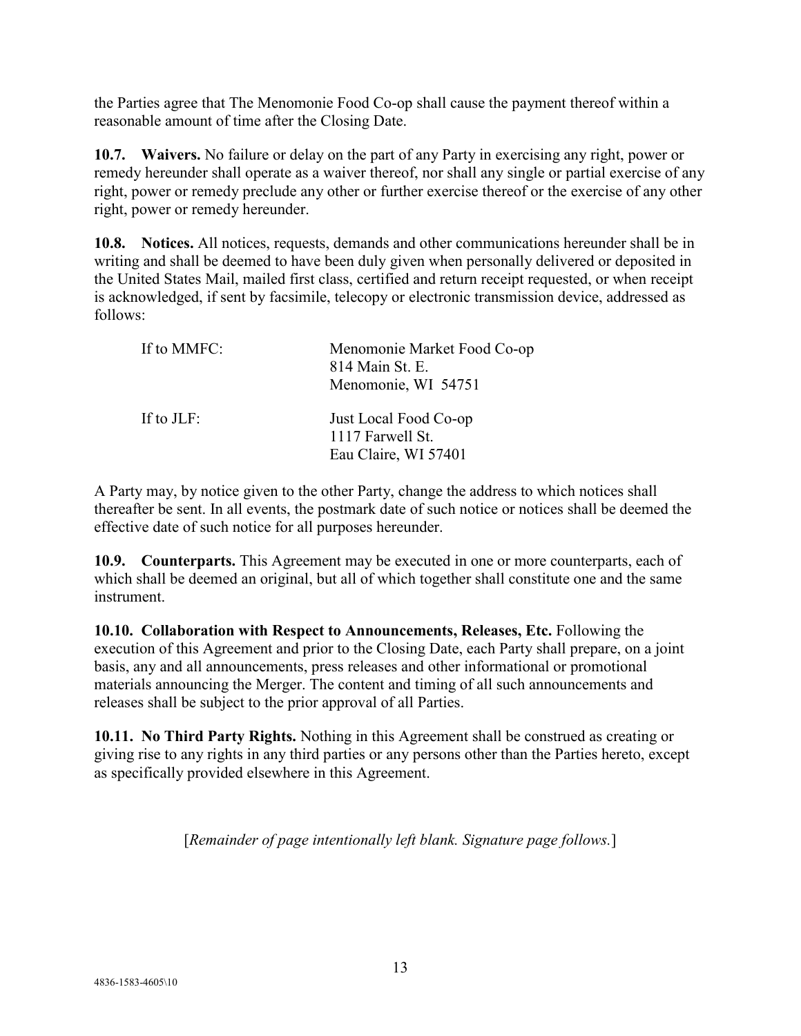the Parties agree that The Menomonie Food Co-op shall cause the payment thereof within a reasonable amount of time after the Closing Date.

**10.7. Waivers.** No failure or delay on the part of any Party in exercising any right, power or remedy hereunder shall operate as a waiver thereof, nor shall any single or partial exercise of any right, power or remedy preclude any other or further exercise thereof or the exercise of any other right, power or remedy hereunder.

**10.8. Notices.** All notices, requests, demands and other communications hereunder shall be in writing and shall be deemed to have been duly given when personally delivered or deposited in the United States Mail, mailed first class, certified and return receipt requested, or when receipt is acknowledged, if sent by facsimile, telecopy or electronic transmission device, addressed as follows:

If to MMFC:
Menomonie Market Food Co-op
814 Main St. E.
Menomonie, WI 54751

If to JLF:
Just Local Food Co-op
1117 Farwell St.
Eau Claire, WI 57401

A Party may, by notice given to the other Party, change the address to which notices shall thereafter be sent. In all events, the postmark date of such notice or notices shall be deemed the effective date of such notice for all purposes hereunder.

**10.9. Counterparts.** This Agreement may be executed in one or more counterparts, each of which shall be deemed an original, but all of which together shall constitute one and the same instrument.

**10.10. Collaboration with Respect to Announcements, Releases, Etc.** Following the execution of this Agreement and prior to the Closing Date, each Party shall prepare, on a joint basis, any and all announcements, press releases and other informational or promotional materials announcing the Merger. The content and timing of all such announcements and releases shall be subject to the prior approval of all Parties.

**10.11. No Third Party Rights.** Nothing in this Agreement shall be construed as creating or giving rise to any rights in any third parties or any persons other than the Parties hereto, except as specifically provided elsewhere in this Agreement.

[*Remainder of page intentionally left blank. Signature page follows.*]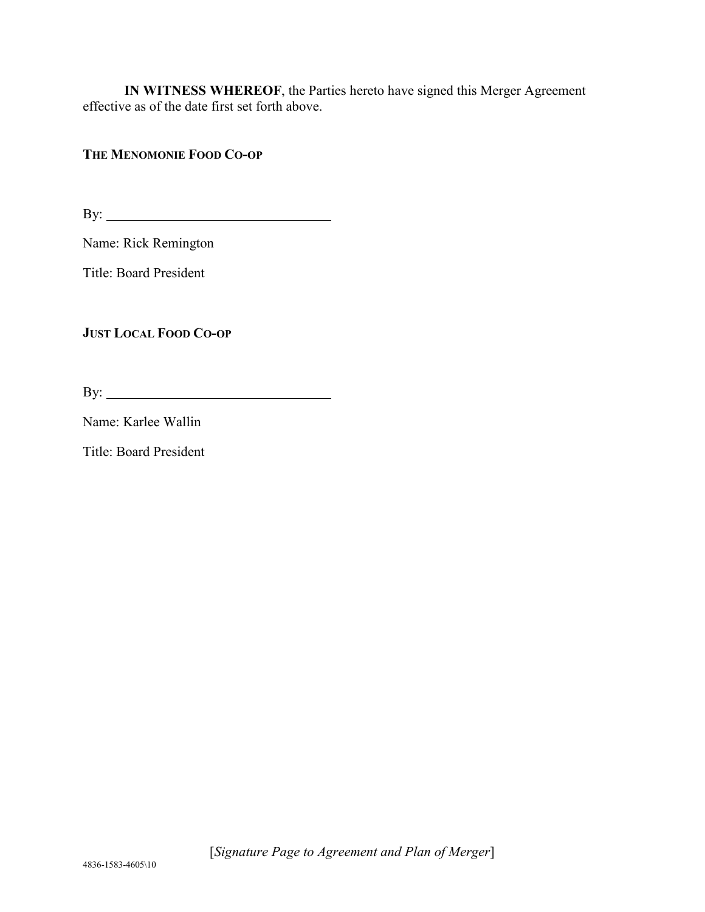**IN WITNESS WHEREOF**, the Parties hereto have signed this Merger Agreement effective as of the date first set forth above.

**THE MENOMONIE FOOD CO-OP**

By: \_\_\_\_\_\_\_\_\_\_\_\_\_\_\_\_\_\_\_\_\_\_\_\_\_\_\_\_\_\_\_\_

Name: Rick Remington

Title: Board President

**JUST LOCAL FOOD CO-OP**

By: \_\_\_\_\_\_\_\_\_\_\_\_\_\_\_\_\_\_\_\_\_\_\_\_\_\_\_\_\_\_\_\_

Name: Karlee Wallin

Title: Board President

[*Signature Page to Agreement and Plan of Merger*]

4836-1583-4605\10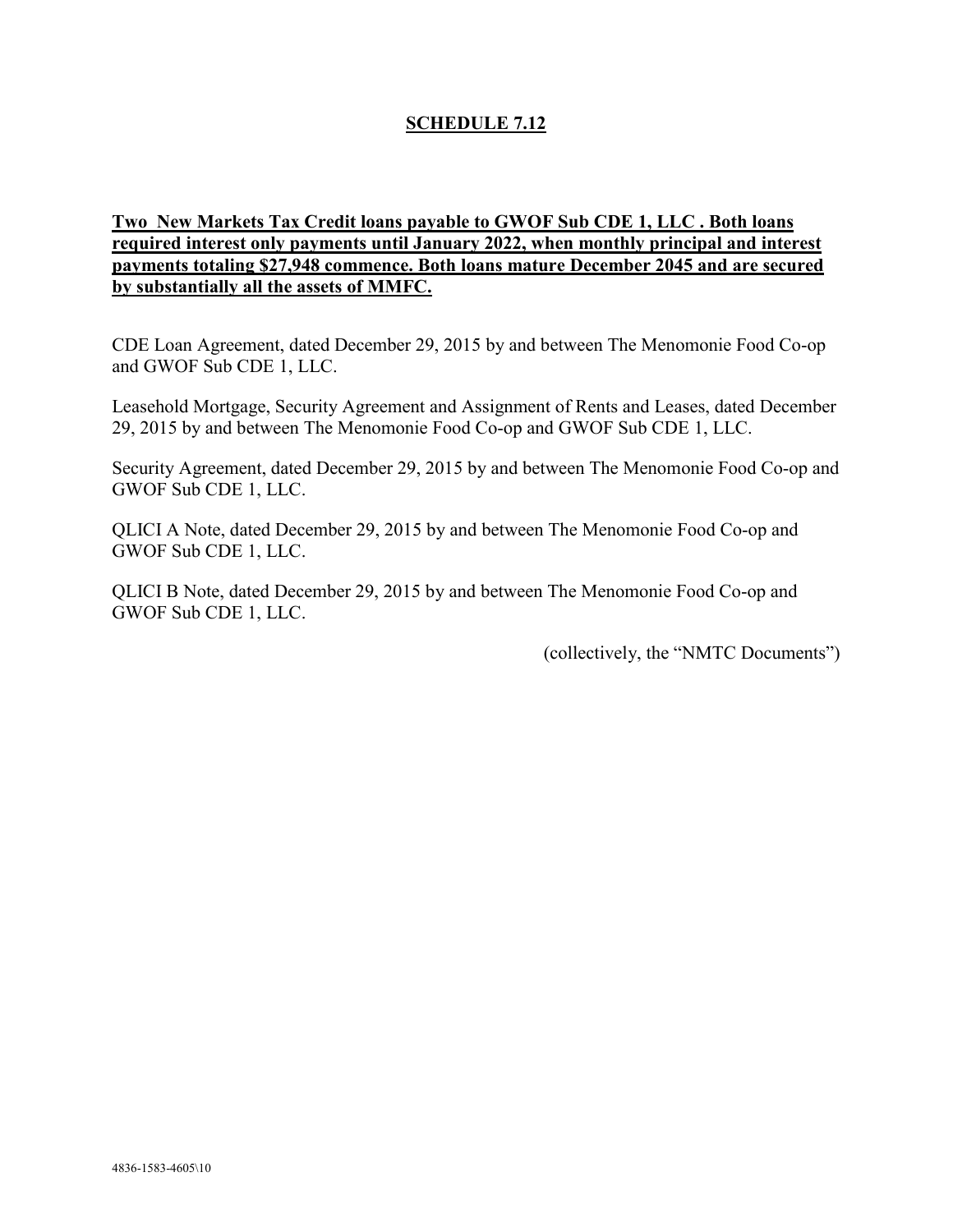# SCHEDULE 7.12

**Two New Markets Tax Credit loans payable to GWOF Sub CDE 1, LLC . Both loans required interest only payments until January 2022, when monthly principal and interest payments totaling $27,948 commence. Both loans mature December 2045 and are secured by substantially all the assets of MMFC.**

CDE Loan Agreement, dated December 29, 2015 by and between The Menomonie Food Co-op and GWOF Sub CDE 1, LLC.

Leasehold Mortgage, Security Agreement and Assignment of Rents and Leases, dated December 29, 2015 by and between The Menomonie Food Co-op and GWOF Sub CDE 1, LLC.

Security Agreement, dated December 29, 2015 by and between The Menomonie Food Co-op and GWOF Sub CDE 1, LLC.

QLICI A Note, dated December 29, 2015 by and between The Menomonie Food Co-op and GWOF Sub CDE 1, LLC.

QLICI B Note, dated December 29, 2015 by and between The Menomonie Food Co-op and GWOF Sub CDE 1, LLC.

(collectively, the "NMTC Documents")

4836-1583-4605\10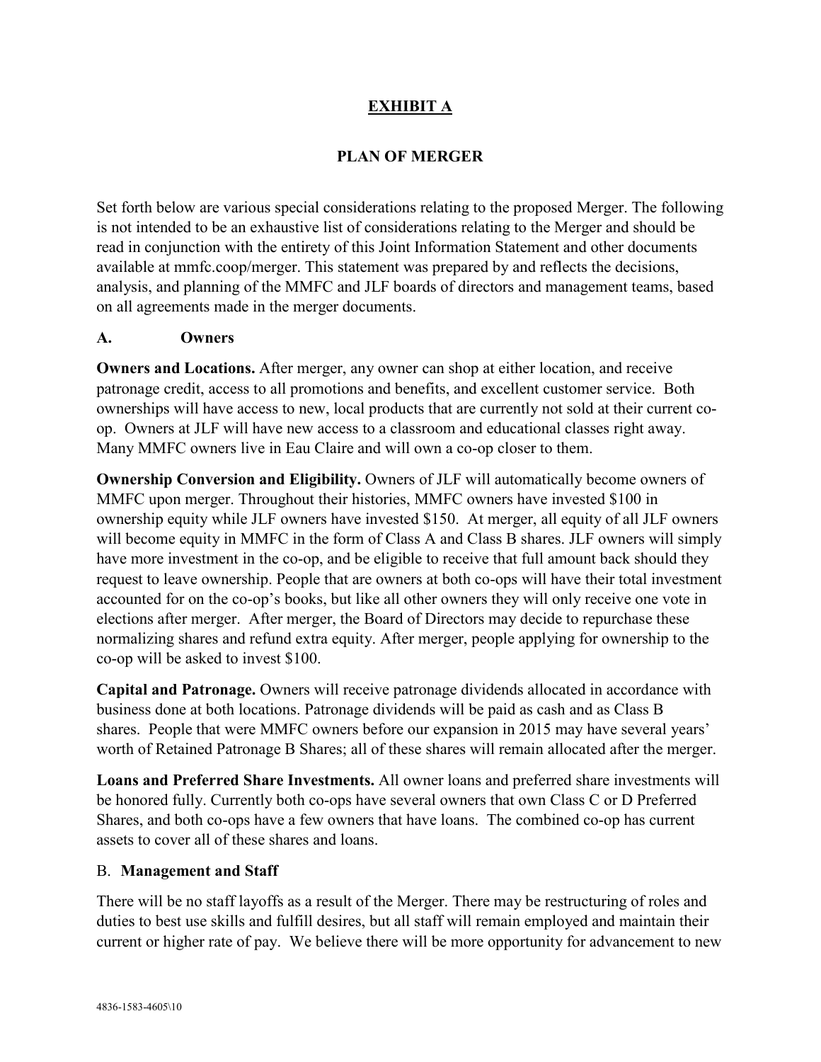# EXHIBIT A

## PLAN OF MERGER

Set forth below are various special considerations relating to the proposed Merger. The following is not intended to be an exhaustive list of considerations relating to the Merger and should be read in conjunction with the entirety of this Joint Information Statement and other documents available at mmfc.coop/merger. This statement was prepared by and reflects the decisions, analysis, and planning of the MMFC and JLF boards of directors and management teams, based on all agreements made in the merger documents.

### A. Owners

**Owners and Locations.** After merger, any owner can shop at either location, and receive patronage credit, access to all promotions and benefits, and excellent customer service. Both ownerships will have access to new, local products that are currently not sold at their current co-op. Owners at JLF will have new access to a classroom and educational classes right away. Many MMFC owners live in Eau Claire and will own a co-op closer to them.

**Ownership Conversion and Eligibility.** Owners of JLF will automatically become owners of MMFC upon merger. Throughout their histories, MMFC owners have invested $100 in ownership equity while JLF owners have invested $150. At merger, all equity of all JLF owners will become equity in MMFC in the form of Class A and Class B shares. JLF owners will simply have more investment in the co-op, and be eligible to receive that full amount back should they request to leave ownership. People that are owners at both co-ops will have their total investment accounted for on the co-op's books, but like all other owners they will only receive one vote in elections after merger. After merger, the Board of Directors may decide to repurchase these normalizing shares and refund extra equity. After merger, people applying for ownership to the co-op will be asked to invest $100.

**Capital and Patronage.** Owners will receive patronage dividends allocated in accordance with business done at both locations. Patronage dividends will be paid as cash and as Class B shares. People that were MMFC owners before our expansion in 2015 may have several years' worth of Retained Patronage B Shares; all of these shares will remain allocated after the merger.

**Loans and Preferred Share Investments.** All owner loans and preferred share investments will be honored fully. Currently both co-ops have several owners that own Class C or D Preferred Shares, and both co-ops have a few owners that have loans. The combined co-op has current assets to cover all of these shares and loans.

### B. Management and Staff

There will be no staff layoffs as a result of the Merger. There may be restructuring of roles and duties to best use skills and fulfill desires, but all staff will remain employed and maintain their current or higher rate of pay. We believe there will be more opportunity for advancement to new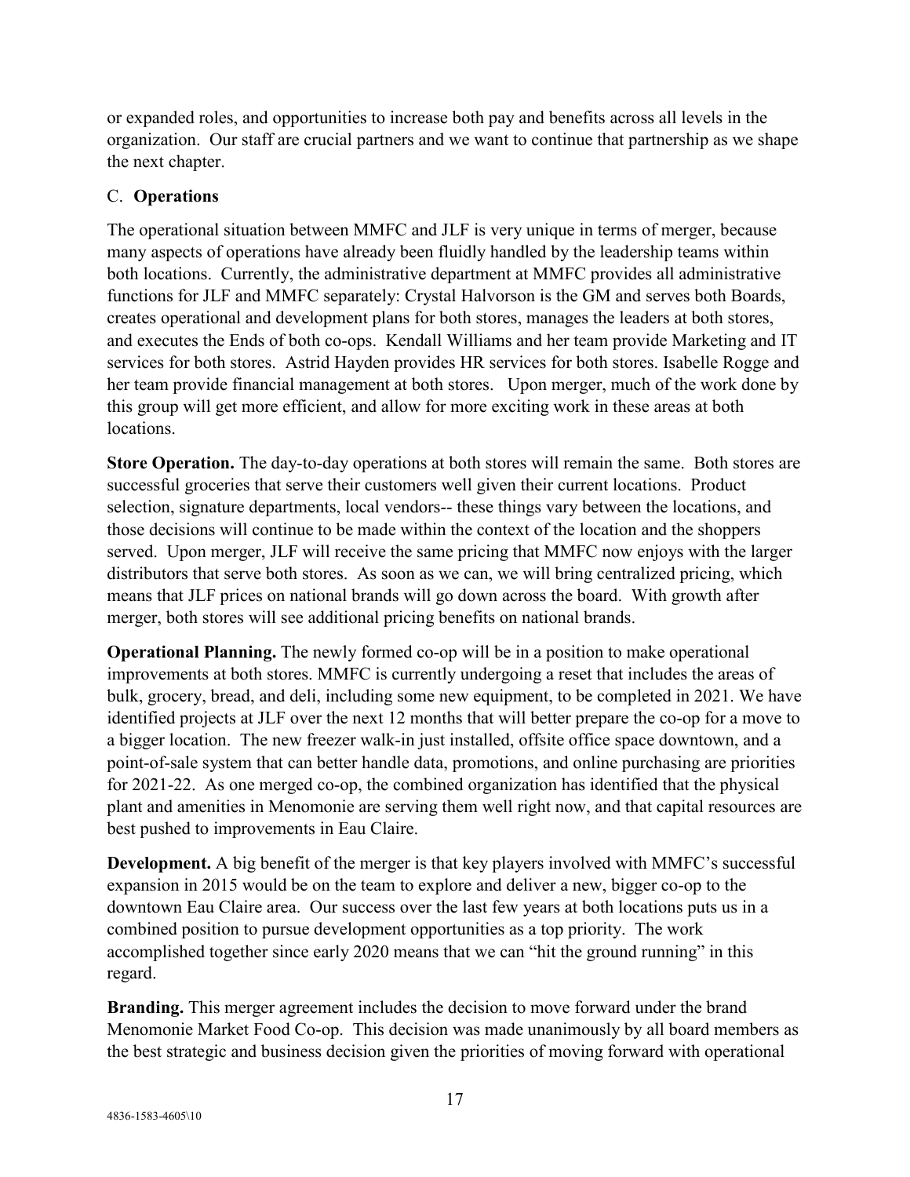or expanded roles, and opportunities to increase both pay and benefits across all levels in the organization. Our staff are crucial partners and we want to continue that partnership as we shape the next chapter.

## C. **Operations**

The operational situation between MMFC and JLF is very unique in terms of merger, because many aspects of operations have already been fluidly handled by the leadership teams within both locations. Currently, the administrative department at MMFC provides all administrative functions for JLF and MMFC separately: Crystal Halvorson is the GM and serves both Boards, creates operational and development plans for both stores, manages the leaders at both stores, and executes the Ends of both co-ops. Kendall Williams and her team provide Marketing and IT services for both stores. Astrid Hayden provides HR services for both stores. Isabelle Rogge and her team provide financial management at both stores. Upon merger, much of the work done by this group will get more efficient, and allow for more exciting work in these areas at both locations.

**Store Operation.** The day-to-day operations at both stores will remain the same. Both stores are successful groceries that serve their customers well given their current locations. Product selection, signature departments, local vendors-- these things vary between the locations, and those decisions will continue to be made within the context of the location and the shoppers served. Upon merger, JLF will receive the same pricing that MMFC now enjoys with the larger distributors that serve both stores. As soon as we can, we will bring centralized pricing, which means that JLF prices on national brands will go down across the board. With growth after merger, both stores will see additional pricing benefits on national brands.

**Operational Planning.** The newly formed co-op will be in a position to make operational improvements at both stores. MMFC is currently undergoing a reset that includes the areas of bulk, grocery, bread, and deli, including some new equipment, to be completed in 2021. We have identified projects at JLF over the next 12 months that will better prepare the co-op for a move to a bigger location. The new freezer walk-in just installed, offsite office space downtown, and a point-of-sale system that can better handle data, promotions, and online purchasing are priorities for 2021-22. As one merged co-op, the combined organization has identified that the physical plant and amenities in Menomonie are serving them well right now, and that capital resources are best pushed to improvements in Eau Claire.

**Development.** A big benefit of the merger is that key players involved with MMFC's successful expansion in 2015 would be on the team to explore and deliver a new, bigger co-op to the downtown Eau Claire area. Our success over the last few years at both locations puts us in a combined position to pursue development opportunities as a top priority. The work accomplished together since early 2020 means that we can "hit the ground running" in this regard.

**Branding.** This merger agreement includes the decision to move forward under the brand Menomonie Market Food Co-op. This decision was made unanimously by all board members as the best strategic and business decision given the priorities of moving forward with operational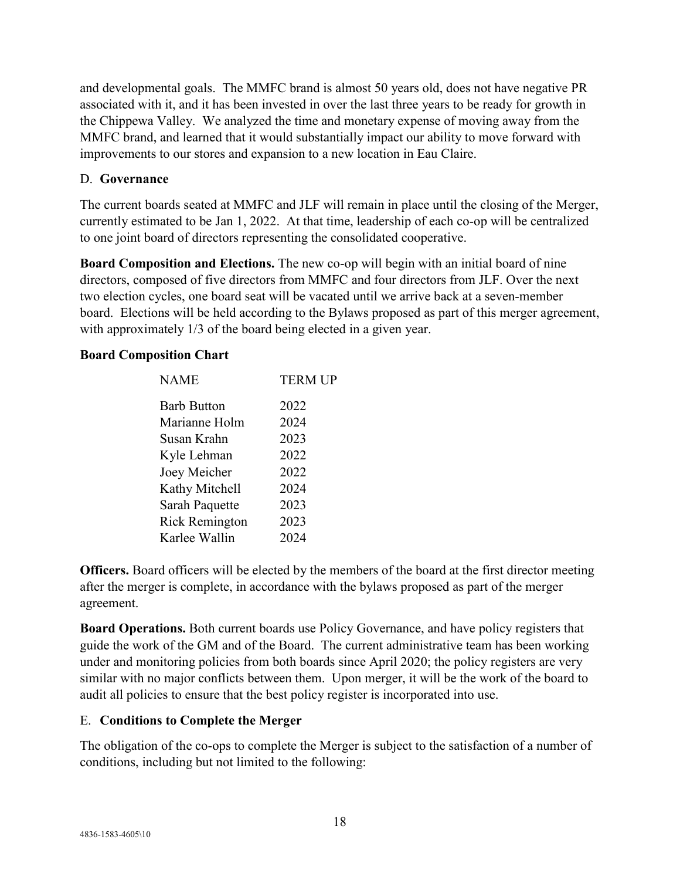and developmental goals. The MMFC brand is almost 50 years old, does not have negative PR associated with it, and it has been invested in over the last three years to be ready for growth in the Chippewa Valley. We analyzed the time and monetary expense of moving away from the MMFC brand, and learned that it would substantially impact our ability to move forward with improvements to our stores and expansion to a new location in Eau Claire.

## D. **Governance**

The current boards seated at MMFC and JLF will remain in place until the closing of the Merger, currently estimated to be Jan 1, 2022. At that time, leadership of each co-op will be centralized to one joint board of directors representing the consolidated cooperative.

**Board Composition and Elections.** The new co-op will begin with an initial board of nine directors, composed of five directors from MMFC and four directors from JLF. Over the next two election cycles, one board seat will be vacated until we arrive back at a seven-member board. Elections will be held according to the Bylaws proposed as part of this merger agreement, with approximately 1/3 of the board being elected in a given year.

**Board Composition Chart**

| NAME | TERM UP |
|---|---|
| Barb Button | 2022 |
| Marianne Holm | 2024 |
| Susan Krahn | 2023 |
| Kyle Lehman | 2022 |
| Joey Meicher | 2022 |
| Kathy Mitchell | 2024 |
| Sarah Paquette | 2023 |
| Rick Remington | 2023 |
| Karlee Wallin | 2024 |

**Officers.** Board officers will be elected by the members of the board at the first director meeting after the merger is complete, in accordance with the bylaws proposed as part of the merger agreement.

**Board Operations.** Both current boards use Policy Governance, and have policy registers that guide the work of the GM and of the Board. The current administrative team has been working under and monitoring policies from both boards since April 2020; the policy registers are very similar with no major conflicts between them. Upon merger, it will be the work of the board to audit all policies to ensure that the best policy register is incorporated into use.

## E. **Conditions to Complete the Merger**

The obligation of the co-ops to complete the Merger is subject to the satisfaction of a number of conditions, including but not limited to the following: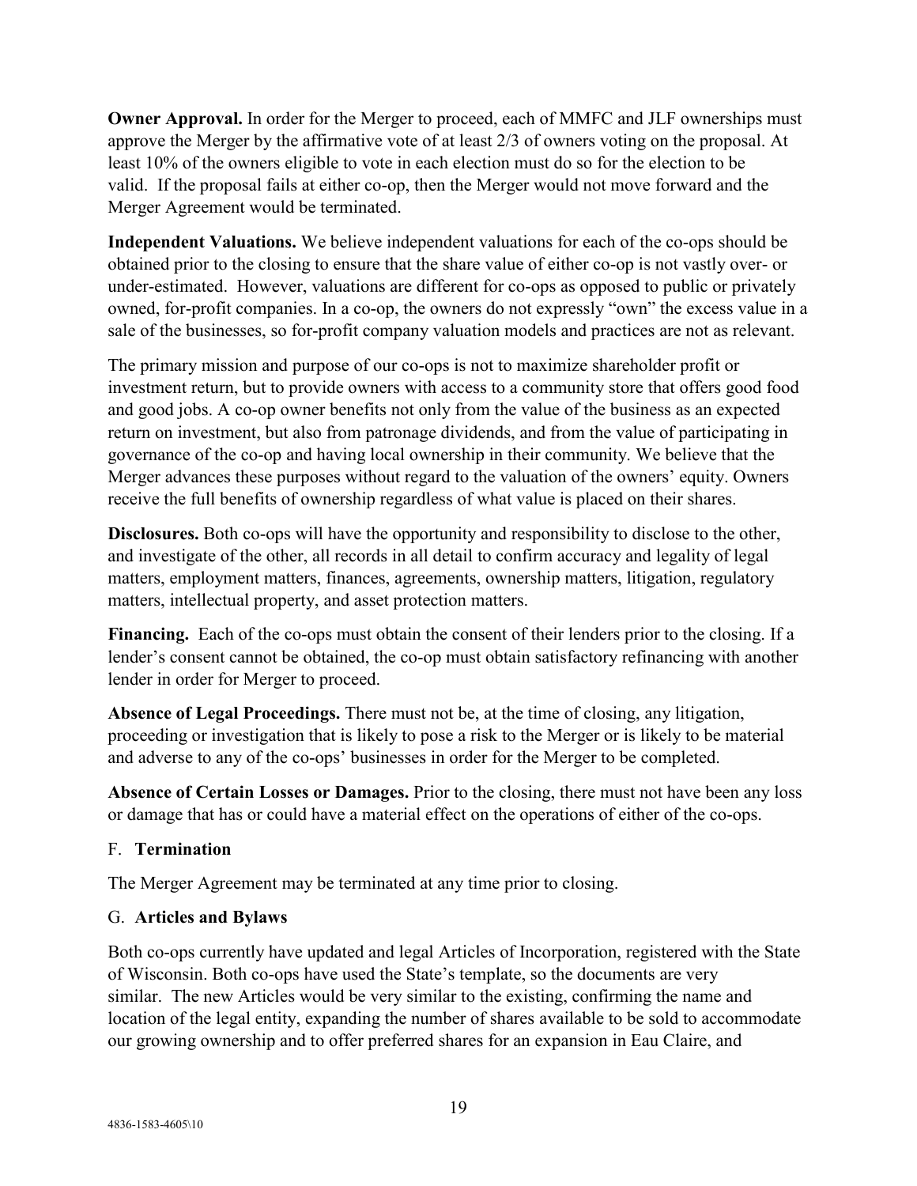**Owner Approval.** In order for the Merger to proceed, each of MMFC and JLF ownerships must approve the Merger by the affirmative vote of at least 2/3 of owners voting on the proposal. At least 10% of the owners eligible to vote in each election must do so for the election to be valid. If the proposal fails at either co-op, then the Merger would not move forward and the Merger Agreement would be terminated.

**Independent Valuations.** We believe independent valuations for each of the co-ops should be obtained prior to the closing to ensure that the share value of either co-op is not vastly over- or under-estimated. However, valuations are different for co-ops as opposed to public or privately owned, for-profit companies. In a co-op, the owners do not expressly "own" the excess value in a sale of the businesses, so for-profit company valuation models and practices are not as relevant.

The primary mission and purpose of our co-ops is not to maximize shareholder profit or investment return, but to provide owners with access to a community store that offers good food and good jobs. A co-op owner benefits not only from the value of the business as an expected return on investment, but also from patronage dividends, and from the value of participating in governance of the co-op and having local ownership in their community. We believe that the Merger advances these purposes without regard to the valuation of the owners' equity. Owners receive the full benefits of ownership regardless of what value is placed on their shares.

**Disclosures.** Both co-ops will have the opportunity and responsibility to disclose to the other, and investigate of the other, all records in all detail to confirm accuracy and legality of legal matters, employment matters, finances, agreements, ownership matters, litigation, regulatory matters, intellectual property, and asset protection matters.

**Financing.** Each of the co-ops must obtain the consent of their lenders prior to the closing. If a lender's consent cannot be obtained, the co-op must obtain satisfactory refinancing with another lender in order for Merger to proceed.

**Absence of Legal Proceedings.** There must not be, at the time of closing, any litigation, proceeding or investigation that is likely to pose a risk to the Merger or is likely to be material and adverse to any of the co-ops' businesses in order for the Merger to be completed.

**Absence of Certain Losses or Damages.** Prior to the closing, there must not have been any loss or damage that has or could have a material effect on the operations of either of the co-ops.

## F. **Termination**

The Merger Agreement may be terminated at any time prior to closing.

## G. **Articles and Bylaws**

Both co-ops currently have updated and legal Articles of Incorporation, registered with the State of Wisconsin. Both co-ops have used the State's template, so the documents are very similar. The new Articles would be very similar to the existing, confirming the name and location of the legal entity, expanding the number of shares available to be sold to accommodate our growing ownership and to offer preferred shares for an expansion in Eau Claire, and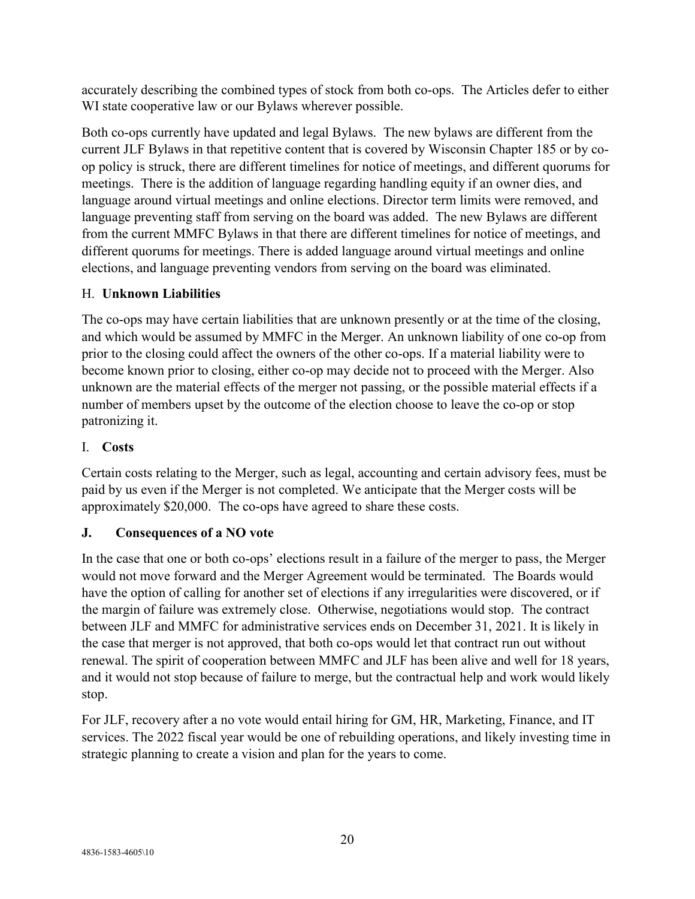accurately describing the combined types of stock from both co-ops. The Articles defer to either WI state cooperative law or our Bylaws wherever possible.

Both co-ops currently have updated and legal Bylaws. The new bylaws are different from the current JLF Bylaws in that repetitive content that is covered by Wisconsin Chapter 185 or by co-op policy is struck, there are different timelines for notice of meetings, and different quorums for meetings. There is the addition of language regarding handling equity if an owner dies, and language around virtual meetings and online elections. Director term limits were removed, and language preventing staff from serving on the board was added. The new Bylaws are different from the current MMFC Bylaws in that there are different timelines for notice of meetings, and different quorums for meetings. There is added language around virtual meetings and online elections, and language preventing vendors from serving on the board was eliminated.

### H. **Unknown Liabilities**

The co-ops may have certain liabilities that are unknown presently or at the time of the closing, and which would be assumed by MMFC in the Merger. An unknown liability of one co-op from prior to the closing could affect the owners of the other co-ops. If a material liability were to become known prior to closing, either co-op may decide not to proceed with the Merger. Also unknown are the material effects of the merger not passing, or the possible material effects if a number of members upset by the outcome of the election choose to leave the co-op or stop patronizing it.

### I. **Costs**

Certain costs relating to the Merger, such as legal, accounting and certain advisory fees, must be paid by us even if the Merger is not completed. We anticipate that the Merger costs will be approximately $20,000. The co-ops have agreed to share these costs.

### **J. Consequences of a NO vote**

In the case that one or both co-ops' elections result in a failure of the merger to pass, the Merger would not move forward and the Merger Agreement would be terminated. The Boards would have the option of calling for another set of elections if any irregularities were discovered, or if the margin of failure was extremely close. Otherwise, negotiations would stop. The contract between JLF and MMFC for administrative services ends on December 31, 2021. It is likely in the case that merger is not approved, that both co-ops would let that contract run out without renewal. The spirit of cooperation between MMFC and JLF has been alive and well for 18 years, and it would not stop because of failure to merge, but the contractual help and work would likely stop.

For JLF, recovery after a no vote would entail hiring for GM, HR, Marketing, Finance, and IT services. The 2022 fiscal year would be one of rebuilding operations, and likely investing time in strategic planning to create a vision and plan for the years to come.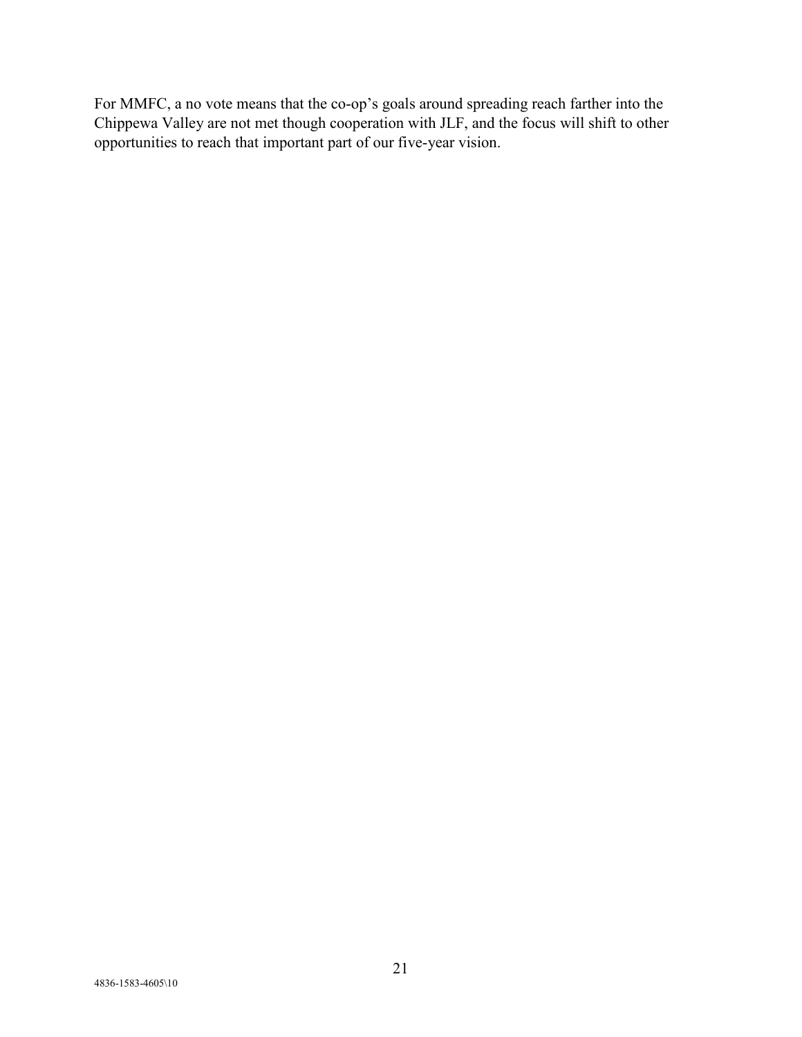For MMFC, a no vote means that the co-op's goals around spreading reach farther into the Chippewa Valley are not met though cooperation with JLF, and the focus will shift to other opportunities to reach that important part of our five-year vision.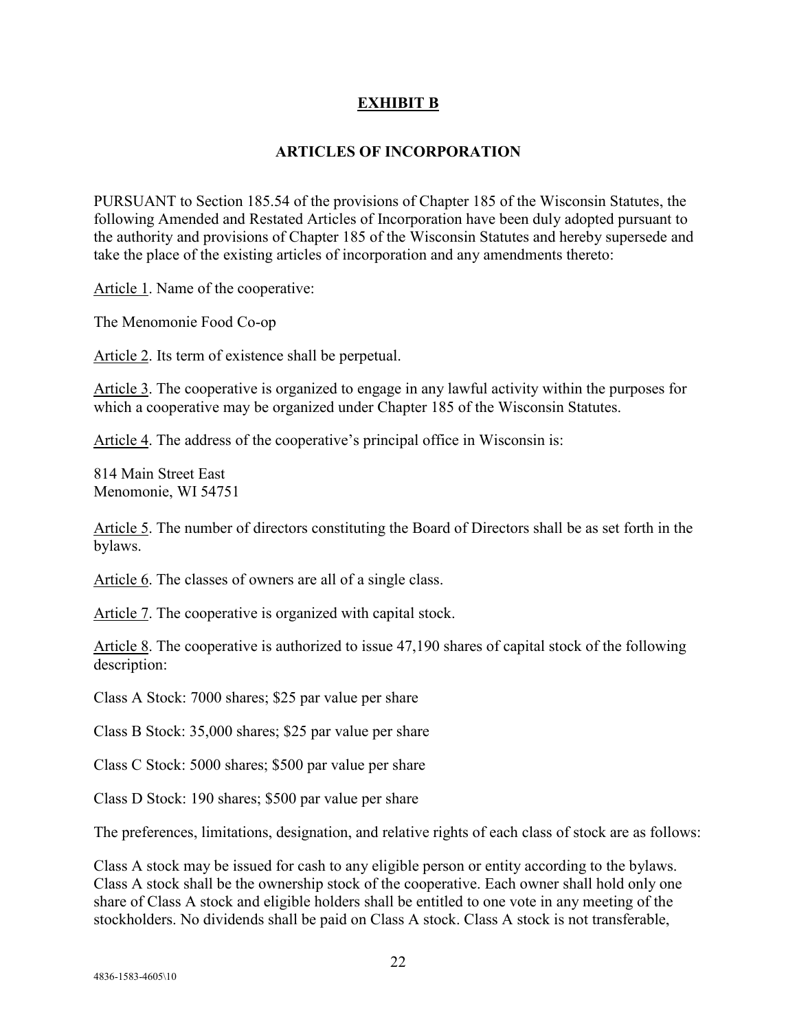# EXHIBIT B

## ARTICLES OF INCORPORATION

PURSUANT to Section 185.54 of the provisions of Chapter 185 of the Wisconsin Statutes, the following Amended and Restated Articles of Incorporation have been duly adopted pursuant to the authority and provisions of Chapter 185 of the Wisconsin Statutes and hereby supersede and take the place of the existing articles of incorporation and any amendments thereto:

Article 1. Name of the cooperative:

The Menomonie Food Co-op

Article 2. Its term of existence shall be perpetual.

Article 3. The cooperative is organized to engage in any lawful activity within the purposes for which a cooperative may be organized under Chapter 185 of the Wisconsin Statutes.

Article 4. The address of the cooperative's principal office in Wisconsin is:

814 Main Street East
Menomonie, WI 54751

Article 5. The number of directors constituting the Board of Directors shall be as set forth in the bylaws.

Article 6. The classes of owners are all of a single class.

Article 7. The cooperative is organized with capital stock.

Article 8. The cooperative is authorized to issue 47,190 shares of capital stock of the following description:

Class A Stock: 7000 shares; $25 par value per share

Class B Stock: 35,000 shares; $25 par value per share

Class C Stock: 5000 shares; $500 par value per share

Class D Stock: 190 shares; $500 par value per share

The preferences, limitations, designation, and relative rights of each class of stock are as follows:

Class A stock may be issued for cash to any eligible person or entity according to the bylaws. Class A stock shall be the ownership stock of the cooperative. Each owner shall hold only one share of Class A stock and eligible holders shall be entitled to one vote in any meeting of the stockholders. No dividends shall be paid on Class A stock. Class A stock is not transferable,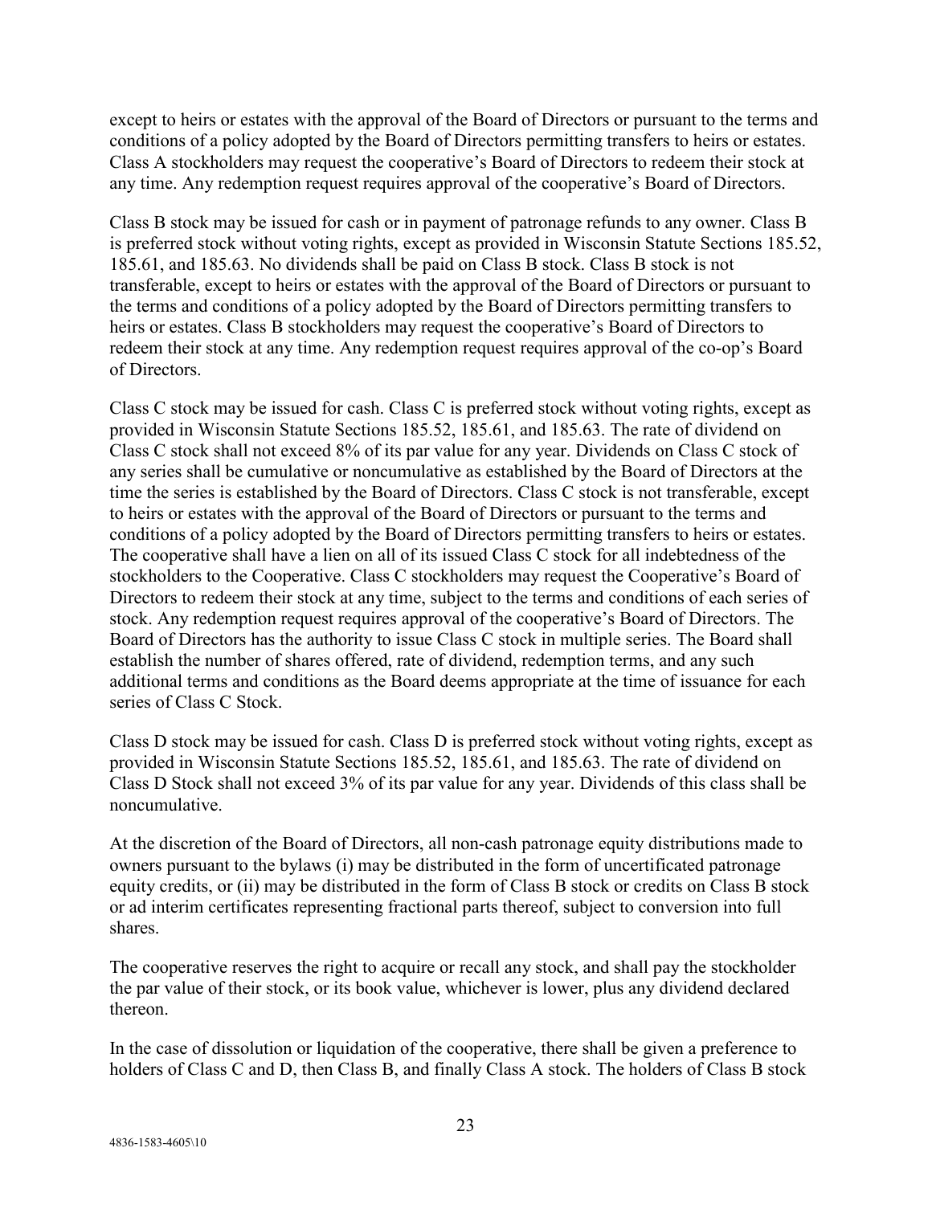except to heirs or estates with the approval of the Board of Directors or pursuant to the terms and conditions of a policy adopted by the Board of Directors permitting transfers to heirs or estates. Class A stockholders may request the cooperative's Board of Directors to redeem their stock at any time. Any redemption request requires approval of the cooperative's Board of Directors.

Class B stock may be issued for cash or in payment of patronage refunds to any owner. Class B is preferred stock without voting rights, except as provided in Wisconsin Statute Sections 185.52, 185.61, and 185.63. No dividends shall be paid on Class B stock. Class B stock is not transferable, except to heirs or estates with the approval of the Board of Directors or pursuant to the terms and conditions of a policy adopted by the Board of Directors permitting transfers to heirs or estates. Class B stockholders may request the cooperative's Board of Directors to redeem their stock at any time. Any redemption request requires approval of the co-op's Board of Directors.

Class C stock may be issued for cash. Class C is preferred stock without voting rights, except as provided in Wisconsin Statute Sections 185.52, 185.61, and 185.63. The rate of dividend on Class C stock shall not exceed 8% of its par value for any year. Dividends on Class C stock of any series shall be cumulative or noncumulative as established by the Board of Directors at the time the series is established by the Board of Directors. Class C stock is not transferable, except to heirs or estates with the approval of the Board of Directors or pursuant to the terms and conditions of a policy adopted by the Board of Directors permitting transfers to heirs or estates. The cooperative shall have a lien on all of its issued Class C stock for all indebtedness of the stockholders to the Cooperative. Class C stockholders may request the Cooperative's Board of Directors to redeem their stock at any time, subject to the terms and conditions of each series of stock. Any redemption request requires approval of the cooperative's Board of Directors. The Board of Directors has the authority to issue Class C stock in multiple series. The Board shall establish the number of shares offered, rate of dividend, redemption terms, and any such additional terms and conditions as the Board deems appropriate at the time of issuance for each series of Class C Stock.

Class D stock may be issued for cash. Class D is preferred stock without voting rights, except as provided in Wisconsin Statute Sections 185.52, 185.61, and 185.63. The rate of dividend on Class D Stock shall not exceed 3% of its par value for any year. Dividends of this class shall be noncumulative.

At the discretion of the Board of Directors, all non-cash patronage equity distributions made to owners pursuant to the bylaws (i) may be distributed in the form of uncertificated patronage equity credits, or (ii) may be distributed in the form of Class B stock or credits on Class B stock or ad interim certificates representing fractional parts thereof, subject to conversion into full shares.

The cooperative reserves the right to acquire or recall any stock, and shall pay the stockholder the par value of their stock, or its book value, whichever is lower, plus any dividend declared thereon.

In the case of dissolution or liquidation of the cooperative, there shall be given a preference to holders of Class C and D, then Class B, and finally Class A stock. The holders of Class B stock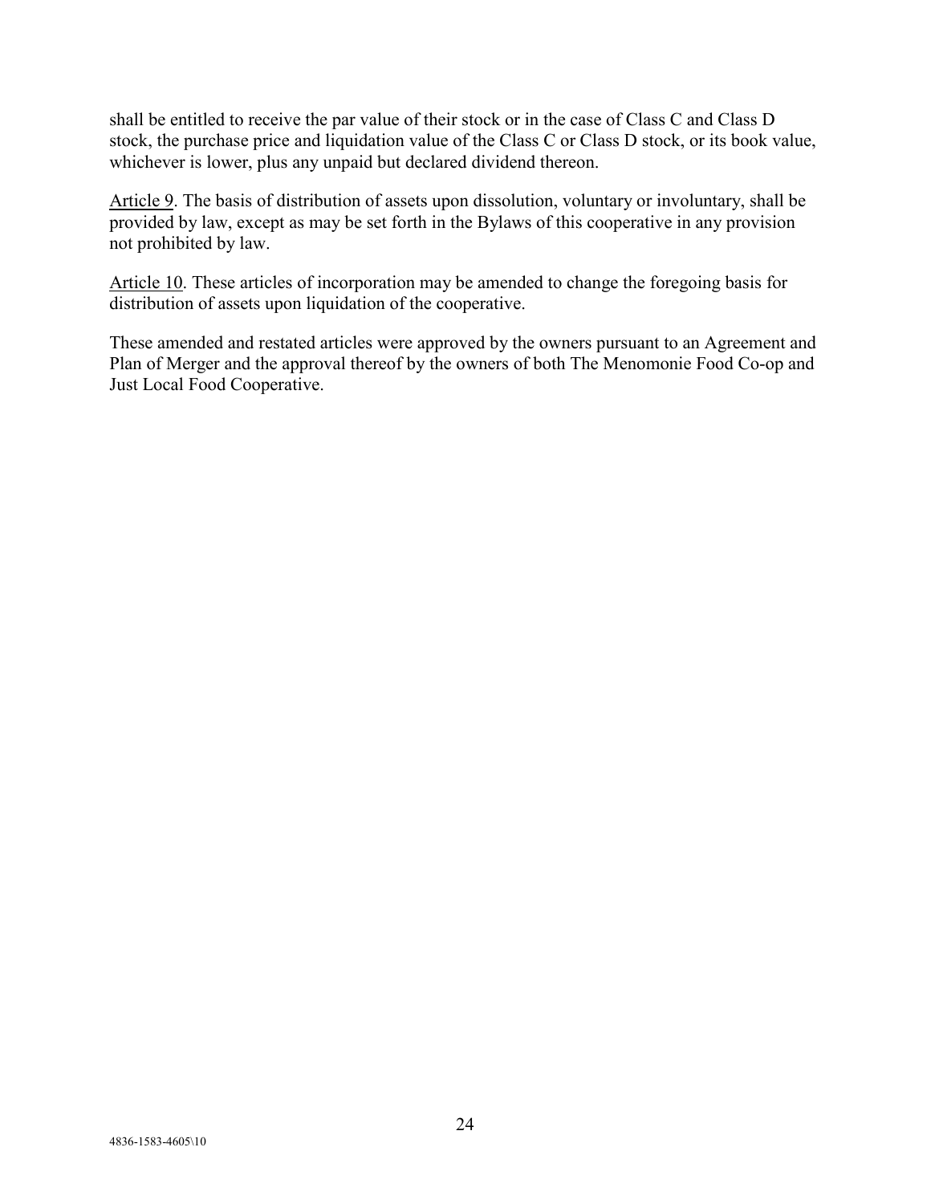shall be entitled to receive the par value of their stock or in the case of Class C and Class D stock, the purchase price and liquidation value of the Class C or Class D stock, or its book value, whichever is lower, plus any unpaid but declared dividend thereon.

<u>Article 9</u>. The basis of distribution of assets upon dissolution, voluntary or involuntary, shall be provided by law, except as may be set forth in the Bylaws of this cooperative in any provision not prohibited by law.

<u>Article 10</u>. These articles of incorporation may be amended to change the foregoing basis for distribution of assets upon liquidation of the cooperative.

These amended and restated articles were approved by the owners pursuant to an Agreement and Plan of Merger and the approval thereof by the owners of both The Menomonie Food Co-op and Just Local Food Cooperative.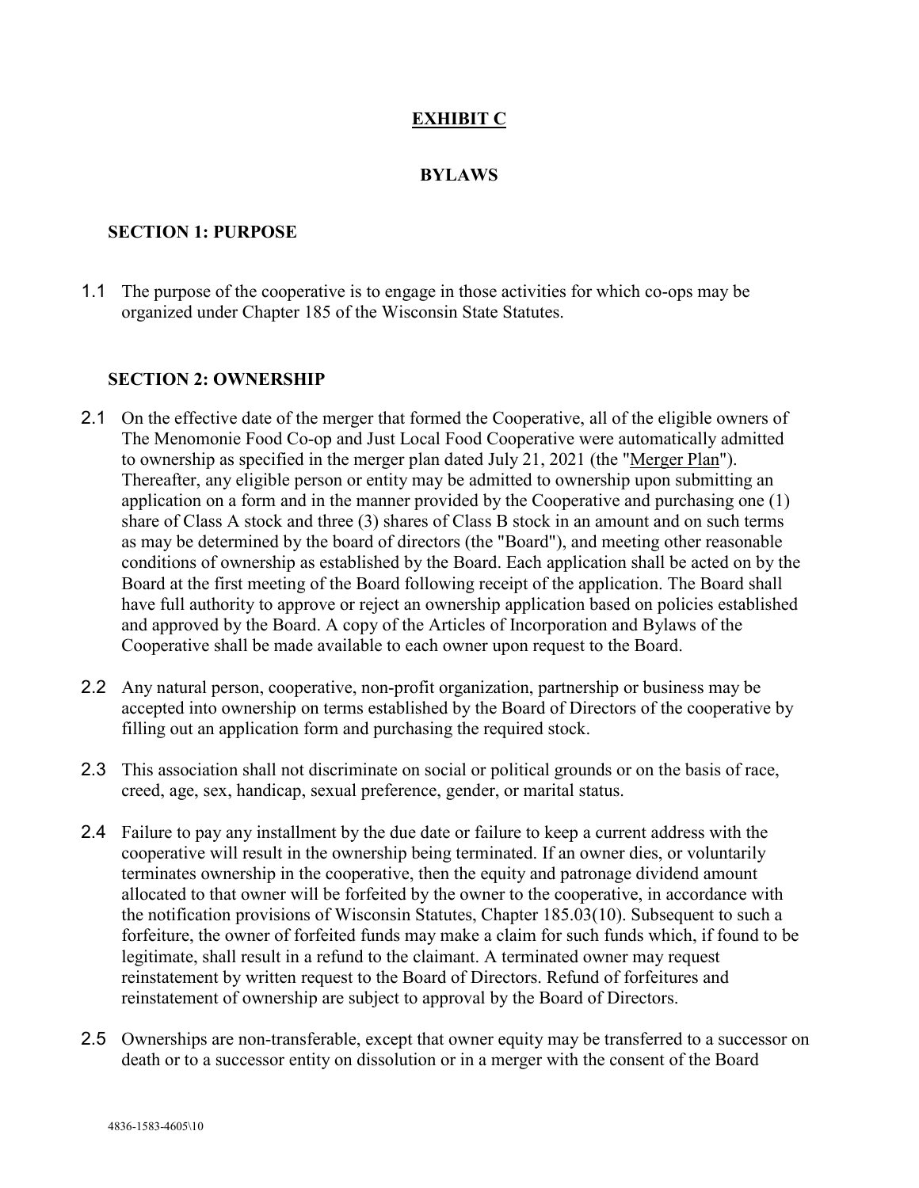# EXHIBIT C

## BYLAWS

### SECTION 1: PURPOSE

1.1 The purpose of the cooperative is to engage in those activities for which co-ops may be organized under Chapter 185 of the Wisconsin State Statutes.

### SECTION 2: OWNERSHIP

2.1 On the effective date of the merger that formed the Cooperative, all of the eligible owners of The Menomonie Food Co-op and Just Local Food Cooperative were automatically admitted to ownership as specified in the merger plan dated July 21, 2021 (the "Merger Plan"). Thereafter, any eligible person or entity may be admitted to ownership upon submitting an application on a form and in the manner provided by the Cooperative and purchasing one (1) share of Class A stock and three (3) shares of Class B stock in an amount and on such terms as may be determined by the board of directors (the "Board"), and meeting other reasonable conditions of ownership as established by the Board. Each application shall be acted on by the Board at the first meeting of the Board following receipt of the application. The Board shall have full authority to approve or reject an ownership application based on policies established and approved by the Board. A copy of the Articles of Incorporation and Bylaws of the Cooperative shall be made available to each owner upon request to the Board.

2.2 Any natural person, cooperative, non-profit organization, partnership or business may be accepted into ownership on terms established by the Board of Directors of the cooperative by filling out an application form and purchasing the required stock.

2.3 This association shall not discriminate on social or political grounds or on the basis of race, creed, age, sex, handicap, sexual preference, gender, or marital status.

2.4 Failure to pay any installment by the due date or failure to keep a current address with the cooperative will result in the ownership being terminated. If an owner dies, or voluntarily terminates ownership in the cooperative, then the equity and patronage dividend amount allocated to that owner will be forfeited by the owner to the cooperative, in accordance with the notification provisions of Wisconsin Statutes, Chapter 185.03(10). Subsequent to such a forfeiture, the owner of forfeited funds may make a claim for such funds which, if found to be legitimate, shall result in a refund to the claimant. A terminated owner may request reinstatement by written request to the Board of Directors. Refund of forfeitures and reinstatement of ownership are subject to approval by the Board of Directors.

2.5 Ownerships are non-transferable, except that owner equity may be transferred to a successor on death or to a successor entity on dissolution or in a merger with the consent of the Board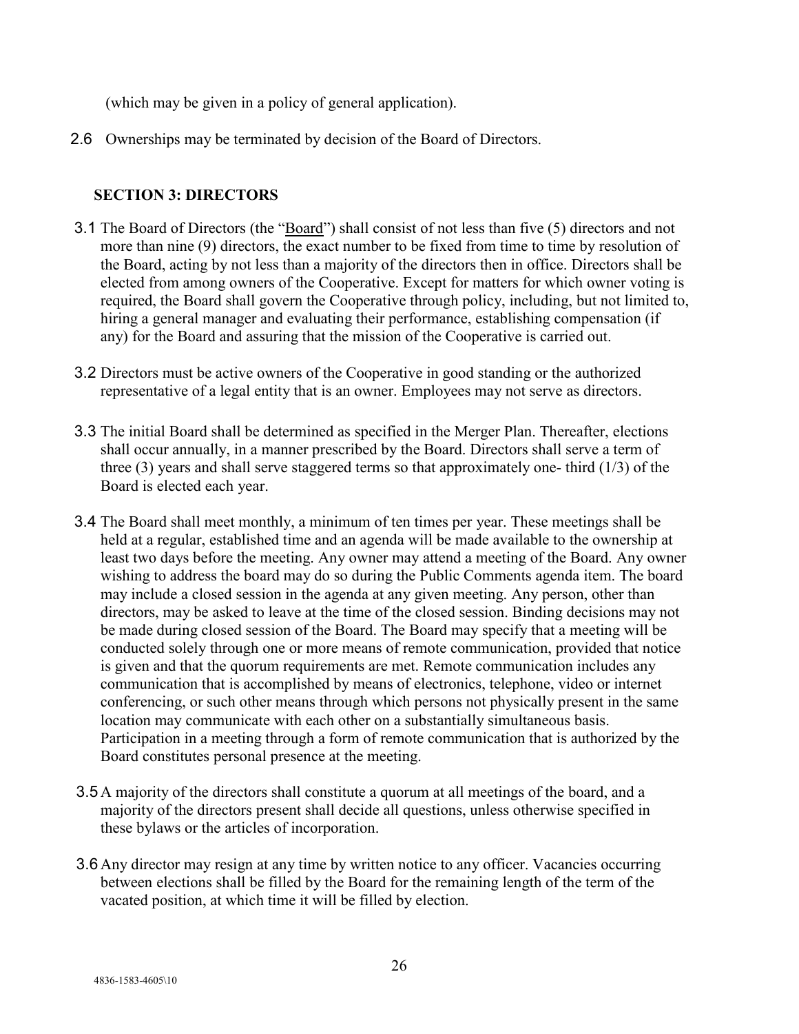(which may be given in a policy of general application).

2.6 Ownerships may be terminated by decision of the Board of Directors.

## SECTION 3: DIRECTORS

3.1 The Board of Directors (the "Board") shall consist of not less than five (5) directors and not more than nine (9) directors, the exact number to be fixed from time to time by resolution of the Board, acting by not less than a majority of the directors then in office. Directors shall be elected from among owners of the Cooperative. Except for matters for which owner voting is required, the Board shall govern the Cooperative through policy, including, but not limited to, hiring a general manager and evaluating their performance, establishing compensation (if any) for the Board and assuring that the mission of the Cooperative is carried out.

3.2 Directors must be active owners of the Cooperative in good standing or the authorized representative of a legal entity that is an owner. Employees may not serve as directors.

3.3 The initial Board shall be determined as specified in the Merger Plan. Thereafter, elections shall occur annually, in a manner prescribed by the Board. Directors shall serve a term of three (3) years and shall serve staggered terms so that approximately one- third (1/3) of the Board is elected each year.

3.4 The Board shall meet monthly, a minimum of ten times per year. These meetings shall be held at a regular, established time and an agenda will be made available to the ownership at least two days before the meeting. Any owner may attend a meeting of the Board. Any owner wishing to address the board may do so during the Public Comments agenda item. The board may include a closed session in the agenda at any given meeting. Any person, other than directors, may be asked to leave at the time of the closed session. Binding decisions may not be made during closed session of the Board. The Board may specify that a meeting will be conducted solely through one or more means of remote communication, provided that notice is given and that the quorum requirements are met. Remote communication includes any communication that is accomplished by means of electronics, telephone, video or internet conferencing, or such other means through which persons not physically present in the same location may communicate with each other on a substantially simultaneous basis. Participation in a meeting through a form of remote communication that is authorized by the Board constitutes personal presence at the meeting.

3.5 A majority of the directors shall constitute a quorum at all meetings of the board, and a majority of the directors present shall decide all questions, unless otherwise specified in these bylaws or the articles of incorporation.

3.6 Any director may resign at any time by written notice to any officer. Vacancies occurring between elections shall be filled by the Board for the remaining length of the term of the vacated position, at which time it will be filled by election.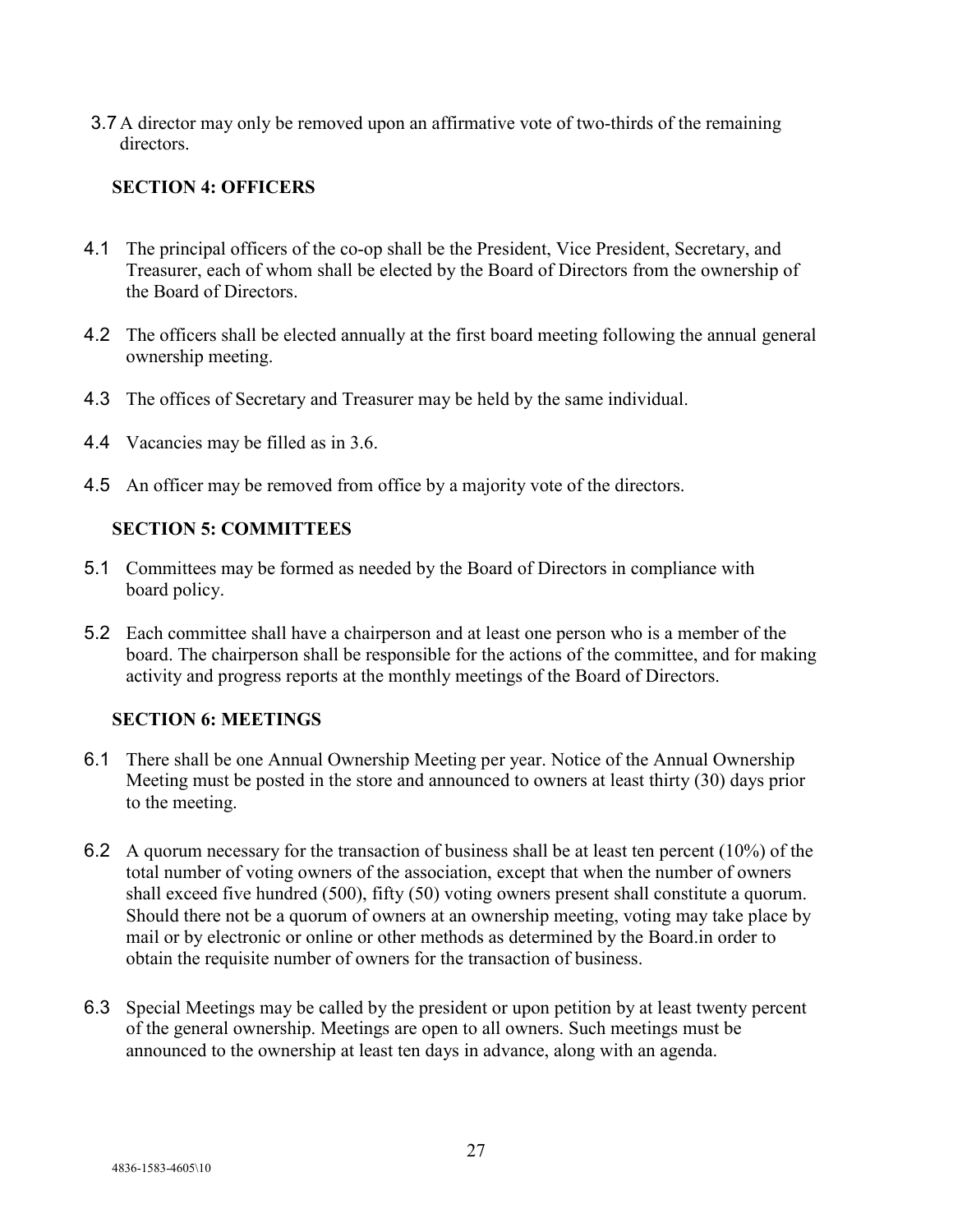3.7 A director may only be removed upon an affirmative vote of two-thirds of the remaining directors.

## SECTION 4: OFFICERS

4.1 The principal officers of the co-op shall be the President, Vice President, Secretary, and Treasurer, each of whom shall be elected by the Board of Directors from the ownership of the Board of Directors.

4.2 The officers shall be elected annually at the first board meeting following the annual general ownership meeting.

4.3 The offices of Secretary and Treasurer may be held by the same individual.

4.4 Vacancies may be filled as in 3.6.

4.5 An officer may be removed from office by a majority vote of the directors.

## SECTION 5: COMMITTEES

5.1 Committees may be formed as needed by the Board of Directors in compliance with board policy.

5.2 Each committee shall have a chairperson and at least one person who is a member of the board. The chairperson shall be responsible for the actions of the committee, and for making activity and progress reports at the monthly meetings of the Board of Directors.

## SECTION 6: MEETINGS

6.1 There shall be one Annual Ownership Meeting per year. Notice of the Annual Ownership Meeting must be posted in the store and announced to owners at least thirty (30) days prior to the meeting.

6.2 A quorum necessary for the transaction of business shall be at least ten percent (10%) of the total number of voting owners of the association, except that when the number of owners shall exceed five hundred (500), fifty (50) voting owners present shall constitute a quorum. Should there not be a quorum of owners at an ownership meeting, voting may take place by mail or by electronic or online or other methods as determined by the Board.in order to obtain the requisite number of owners for the transaction of business.

6.3 Special Meetings may be called by the president or upon petition by at least twenty percent of the general ownership. Meetings are open to all owners. Such meetings must be announced to the ownership at least ten days in advance, along with an agenda.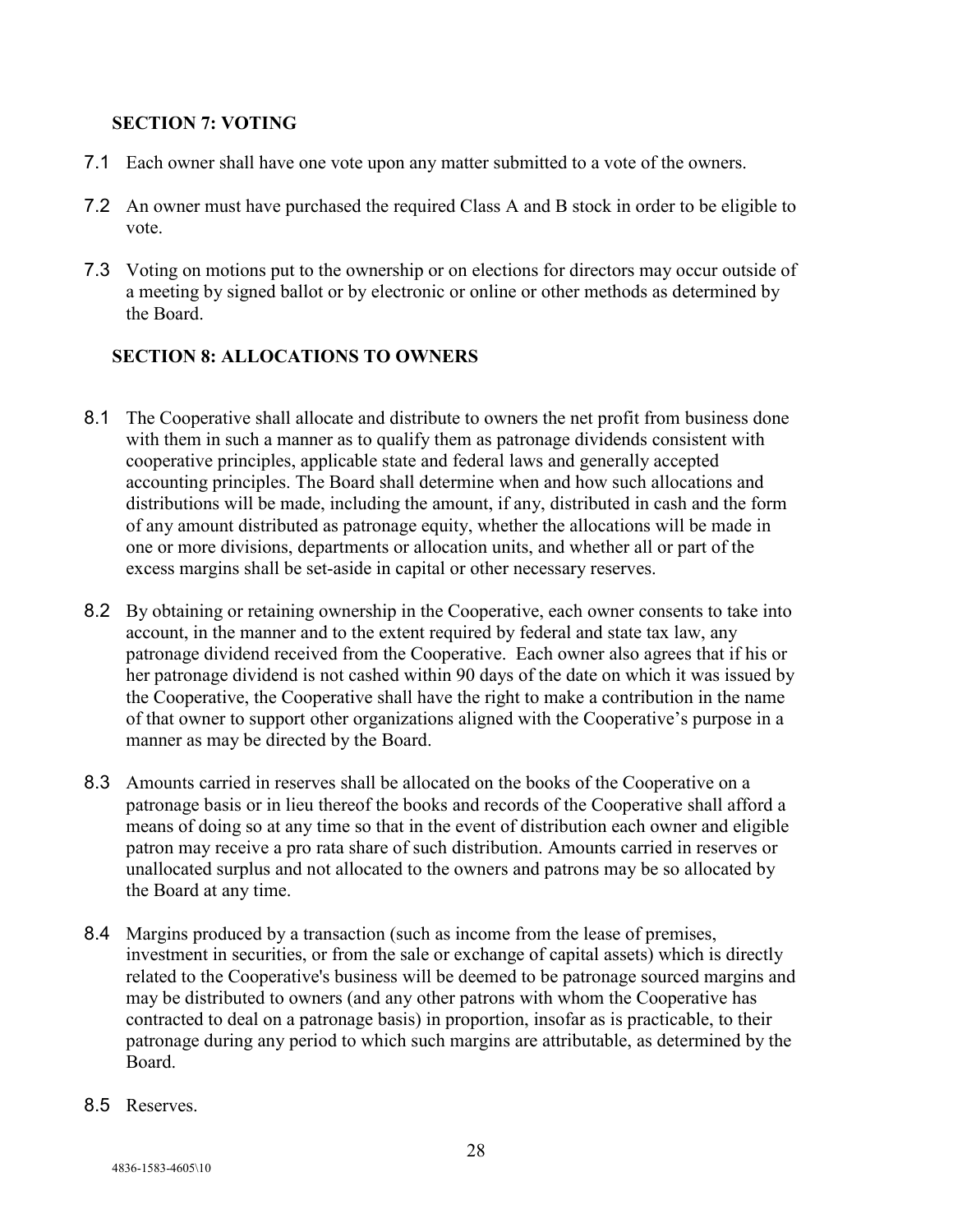## SECTION 7: VOTING

7.1 Each owner shall have one vote upon any matter submitted to a vote of the owners.

7.2 An owner must have purchased the required Class A and B stock in order to be eligible to vote.

7.3 Voting on motions put to the ownership or on elections for directors may occur outside of a meeting by signed ballot or by electronic or online or other methods as determined by the Board.

## SECTION 8: ALLOCATIONS TO OWNERS

8.1 The Cooperative shall allocate and distribute to owners the net profit from business done with them in such a manner as to qualify them as patronage dividends consistent with cooperative principles, applicable state and federal laws and generally accepted accounting principles. The Board shall determine when and how such allocations and distributions will be made, including the amount, if any, distributed in cash and the form of any amount distributed as patronage equity, whether the allocations will be made in one or more divisions, departments or allocation units, and whether all or part of the excess margins shall be set-aside in capital or other necessary reserves.

8.2 By obtaining or retaining ownership in the Cooperative, each owner consents to take into account, in the manner and to the extent required by federal and state tax law, any patronage dividend received from the Cooperative. Each owner also agrees that if his or her patronage dividend is not cashed within 90 days of the date on which it was issued by the Cooperative, the Cooperative shall have the right to make a contribution in the name of that owner to support other organizations aligned with the Cooperative's purpose in a manner as may be directed by the Board.

8.3 Amounts carried in reserves shall be allocated on the books of the Cooperative on a patronage basis or in lieu thereof the books and records of the Cooperative shall afford a means of doing so at any time so that in the event of distribution each owner and eligible patron may receive a pro rata share of such distribution. Amounts carried in reserves or unallocated surplus and not allocated to the owners and patrons may be so allocated by the Board at any time.

8.4 Margins produced by a transaction (such as income from the lease of premises, investment in securities, or from the sale or exchange of capital assets) which is directly related to the Cooperative's business will be deemed to be patronage sourced margins and may be distributed to owners (and any other patrons with whom the Cooperative has contracted to deal on a patronage basis) in proportion, insofar as is practicable, to their patronage during any period to which such margins are attributable, as determined by the Board.

8.5 Reserves.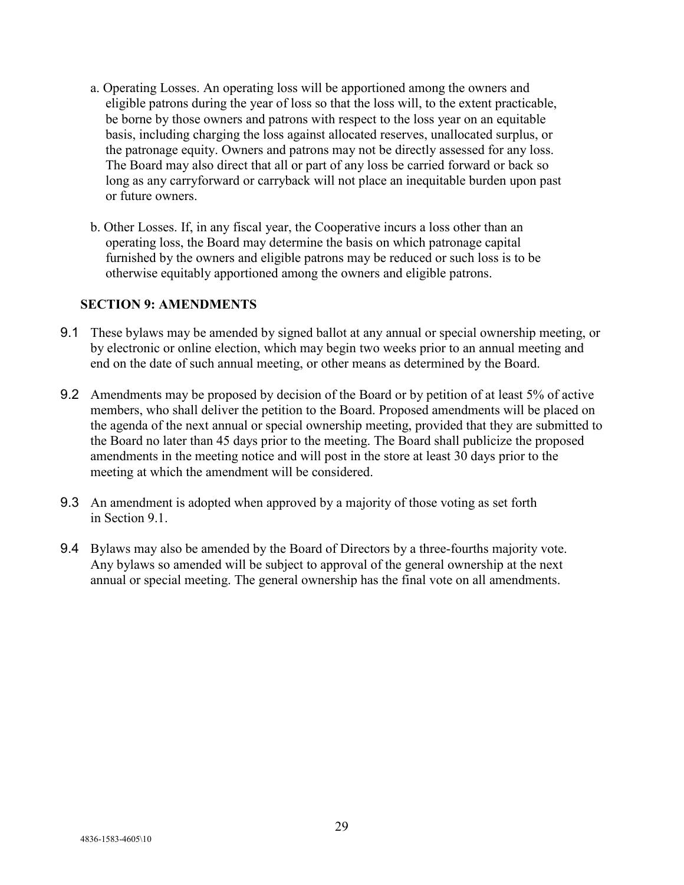a. Operating Losses. An operating loss will be apportioned among the owners and eligible patrons during the year of loss so that the loss will, to the extent practicable, be borne by those owners and patrons with respect to the loss year on an equitable basis, including charging the loss against allocated reserves, unallocated surplus, or the patronage equity. Owners and patrons may not be directly assessed for any loss. The Board may also direct that all or part of any loss be carried forward or back so long as any carryforward or carryback will not place an inequitable burden upon past or future owners.

b. Other Losses. If, in any fiscal year, the Cooperative incurs a loss other than an operating loss, the Board may determine the basis on which patronage capital furnished by the owners and eligible patrons may be reduced or such loss is to be otherwise equitably apportioned among the owners and eligible patrons.

## SECTION 9: AMENDMENTS

9.1 These bylaws may be amended by signed ballot at any annual or special ownership meeting, or by electronic or online election, which may begin two weeks prior to an annual meeting and end on the date of such annual meeting, or other means as determined by the Board.

9.2 Amendments may be proposed by decision of the Board or by petition of at least 5% of active members, who shall deliver the petition to the Board. Proposed amendments will be placed on the agenda of the next annual or special ownership meeting, provided that they are submitted to the Board no later than 45 days prior to the meeting. The Board shall publicize the proposed amendments in the meeting notice and will post in the store at least 30 days prior to the meeting at which the amendment will be considered.

9.3 An amendment is adopted when approved by a majority of those voting as set forth in Section 9.1.

9.4 Bylaws may also be amended by the Board of Directors by a three-fourths majority vote. Any bylaws so amended will be subject to approval of the general ownership at the next annual or special meeting. The general ownership has the final vote on all amendments.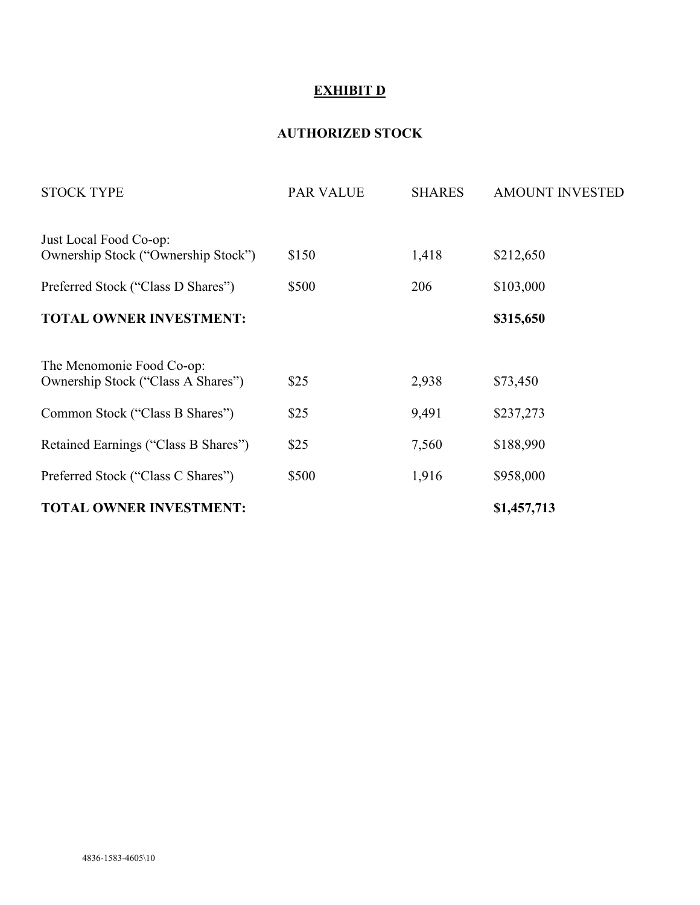## EXHIBIT D

### AUTHORIZED STOCK

| STOCK TYPE | PAR VALUE | SHARES | AMOUNT INVESTED |
|---|---|---|---|
| Just Local Food Co-op: Ownership Stock ("Ownership Stock") | $150 | 1,418 | $212,650 |
| Preferred Stock ("Class D Shares") | $500 | 206 | $103,000 |
| **TOTAL OWNER INVESTMENT:** | | | **$315,650** |
| The Menomonie Food Co-op: Ownership Stock ("Class A Shares") | $25 | 2,938 | $73,450 |
| Common Stock ("Class B Shares") | $25 | 9,491 | $237,273 |
| Retained Earnings ("Class B Shares") | $25 | 7,560 | $188,990 |
| Preferred Stock ("Class C Shares") | $500 | 1,916 | $958,000 |
| **TOTAL OWNER INVESTMENT:** | | | **$1,457,713** |

4836-1583-4605\10